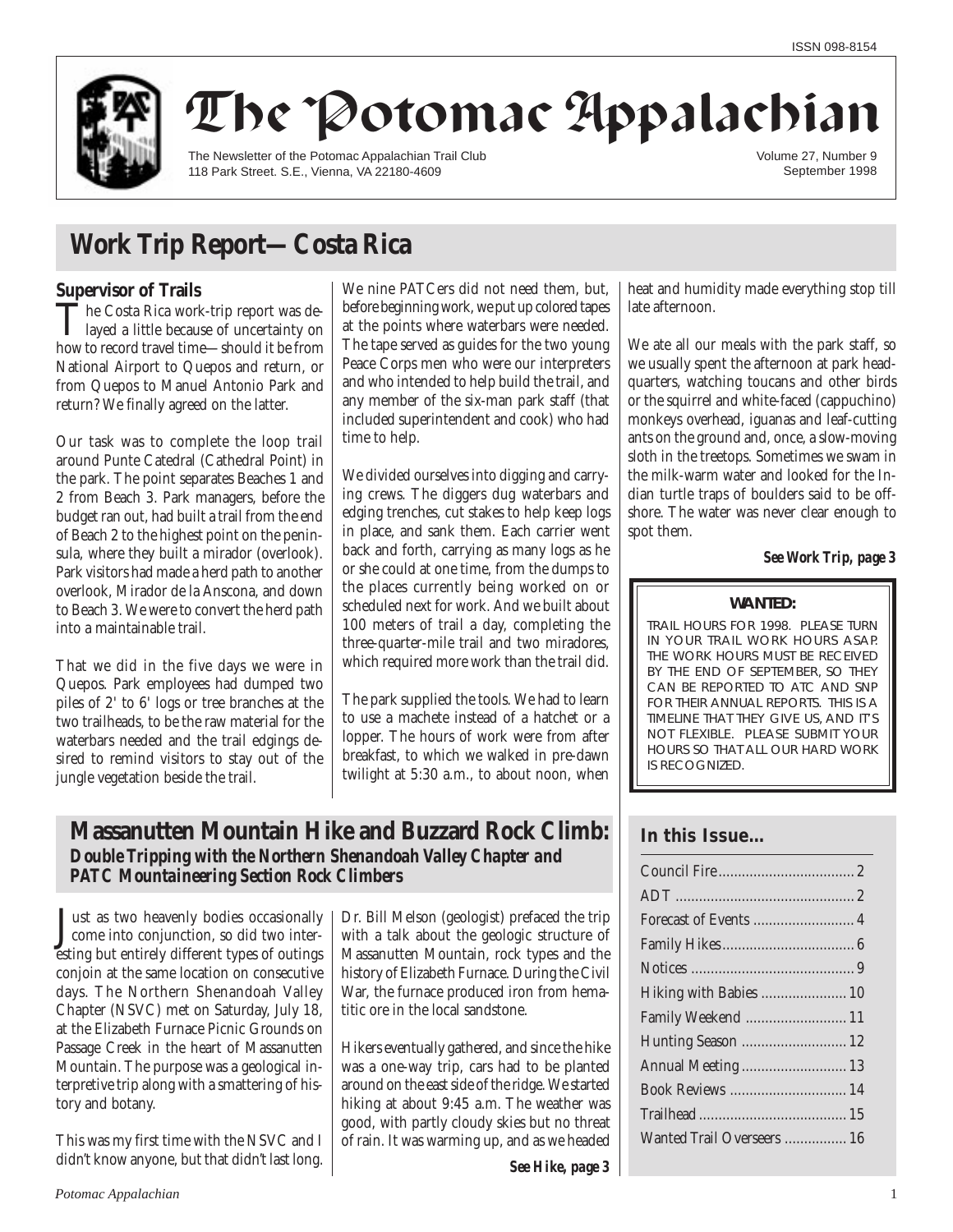ISSN 098-8154

# The Potomac Appalachian

The Newsletter of the Potomac Appalachian Trail Club
118 Park Street. S.E., Vienna, VA 22180-4609

Volume 27, Number 9
September 1998

## Work Trip Report—Costa Rica

### Supervisor of Trails

The Costa Rica work-trip report was delayed a little because of uncertainty on how to record travel time—should it be from National Airport to Quepos and return, or from Quepos to Manuel Antonio Park and return? We finally agreed on the latter.

Our task was to complete the loop trail around Punte Catedral (Cathedral Point) in the park. The point separates Beaches 1 and 2 from Beach 3. Park managers, before the budget ran out, had built a trail from the end of Beach 2 to the highest point on the peninsula, where they built a mirador (overlook). Park visitors had made a herd path to another overlook, Mirador de la Anscona, and down to Beach 3. We were to convert the herd path into a maintainable trail.

That we did in the five days we were in Quepos. Park employees had dumped two piles of 2' to 6' logs or tree branches at the two trailheads, to be the raw material for the waterbars needed and the trail edgings desired to remind visitors to stay out of the jungle vegetation beside the trail.

We nine PATCers did not need them, but, before beginning work, we put up colored tapes at the points where waterbars were needed. The tape served as guides for the two young Peace Corps men who were our interpreters and who intended to help build the trail, and any member of the six-man park staff (that included superintendent and cook) who had time to help.

We divided ourselves into digging and carrying crews. The diggers dug waterbars and edging trenches, cut stakes to help keep logs in place, and sank them. Each carrier went back and forth, carrying as many logs as he or she could at one time, from the dumps to the places currently being worked on or scheduled next for work. And we built about 100 meters of trail a day, completing the three-quarter-mile trail and two miradores, which required more work than the trail did.

The park supplied the tools. We had to learn to use a machete instead of a hatchet or a lopper. The hours of work were from after breakfast, to which we walked in pre-dawn twilight at 5:30 a.m., to about noon, when heat and humidity made everything stop till late afternoon.

We ate all our meals with the park staff, so we usually spent the afternoon at park headquarters, watching toucans and other birds or the squirrel and white-faced (cappuchino) monkeys overhead, iguanas and leaf-cutting ants on the ground and, once, a slow-moving sloth in the treetops. Sometimes we swam in the milk-warm water and looked for the Indian turtle traps of boulders said to be offshore. The water was never clear enough to spot them.

***See Work Trip, page 3***

**WANTED:**

TRAIL HOURS FOR 1998. PLEASE TURN IN YOUR TRAIL WORK HOURS ASAP. THE WORK HOURS MUST BE RECEIVED BY THE END OF SEPTEMBER, SO THEY CAN BE REPORTED TO ATC AND SNP FOR THEIR ANNUAL REPORTS. THIS IS A TIMELINE THAT THEY GIVE US, AND IT'S NOT FLEXIBLE. PLEASE SUBMIT YOUR HOURS SO THAT ALL OUR HARD WORK IS RECOGNIZED.

## Massanutten Mountain Hike and Buzzard Rock Climb:

***Double Tripping with the Northern Shenandoah Valley Chapter and PATC Mountaineering Section Rock Climbers***

Just as two heavenly bodies occasionally come into conjunction, so did two interesting but entirely different types of outings conjoin at the same location on consecutive days. The Northern Shenandoah Valley Chapter (NSVC) met on Saturday, July 18, at the Elizabeth Furnace Picnic Grounds on Passage Creek in the heart of Massanutten Mountain. The purpose was a geological interpretive trip along with a smattering of history and botany.

This was my first time with the NSVC and I didn't know anyone, but that didn't last long. Dr. Bill Melson (geologist) prefaced the trip with a talk about the geologic structure of Massanutten Mountain, rock types and the history of Elizabeth Furnace. During the Civil War, the furnace produced iron from hematitic ore in the local sandstone.

Hikers eventually gathered, and since the hike was a one-way trip, cars had to be planted around on the east side of the ridge. We started hiking at about 9:45 a.m. The weather was good, with partly cloudy skies but no threat of rain. It was warming up, and as we headed

***See Hike, page 3***

### In this Issue...

| | |
|---|---|
| Council Fire | 2 |
| ADT | 2 |
| Forecast of Events | 4 |
| Family Hikes | 6 |
| Notices | 9 |
| Hiking with Babies | 10 |
| Family Weekend | 11 |
| Hunting Season | 12 |
| Annual Meeting | 13 |
| Book Reviews | 14 |
| Trailhead | 15 |
| Wanted Trail Overseers | 16 |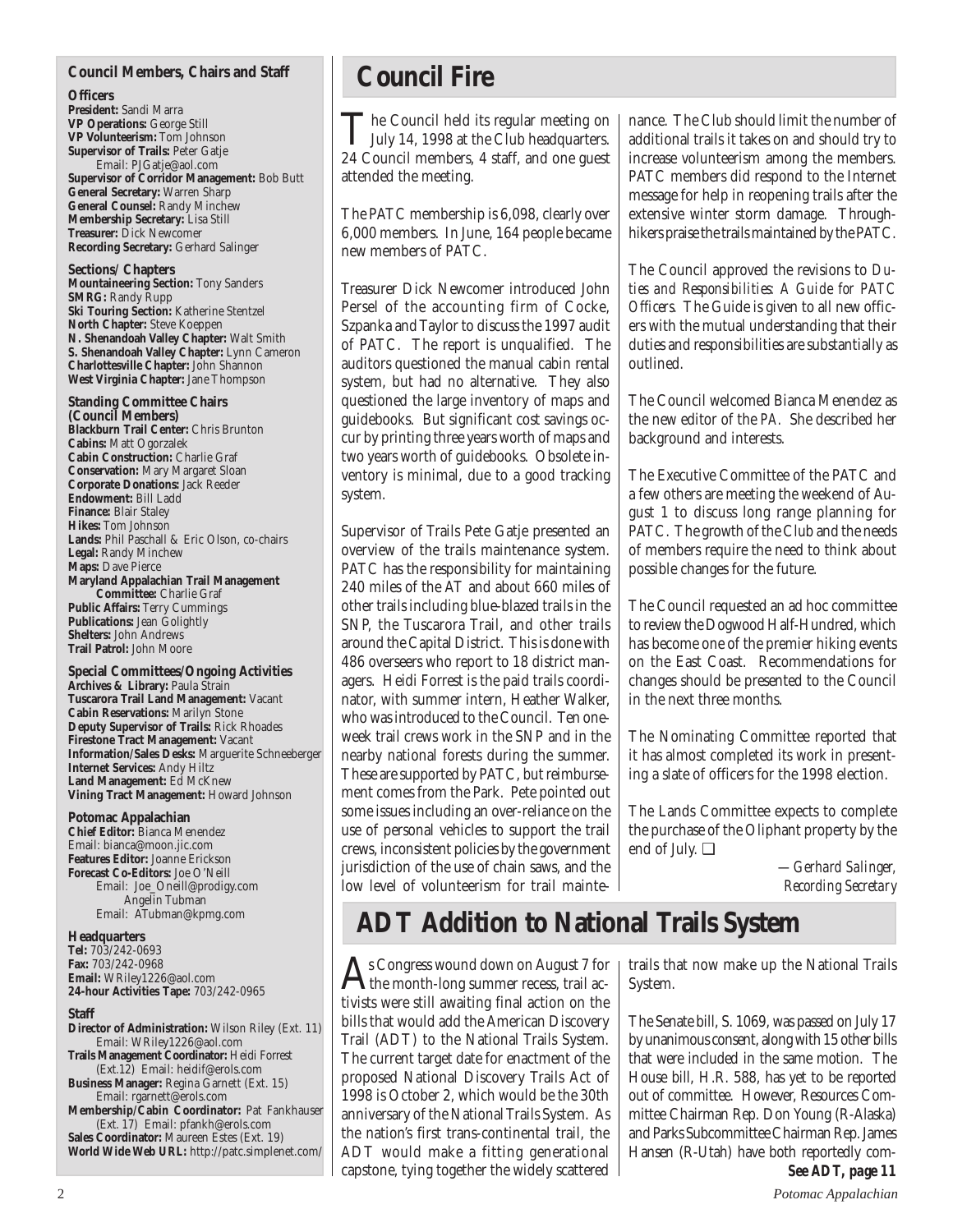## Council Members, Chairs and Staff

**Officers**

**President:** Sandi Marra
**VP Operations:** George Still
**VP Volunteerism:** Tom Johnson
**Supervisor of Trails:** Peter Gatje
Email: PJGatje@aol.com
**Supervisor of Corridor Management:** Bob Butt
**General Secretary:** Warren Sharp
**General Counsel:** Randy Minchew
**Membership Secretary:** Lisa Still
**Treasurer:** Dick Newcomer
**Recording Secretary:** Gerhard Salinger

**Sections/ Chapters**

**Mountaineering Section:** Tony Sanders
**SMRG:** Randy Rupp
**Ski Touring Section:** Katherine Stentzel
**North Chapter:** Steve Koeppen
**N. Shenandoah Valley Chapter:** Walt Smith
**S. Shenandoah Valley Chapter:** Lynn Cameron
**Charlottesville Chapter:** John Shannon
**West Virginia Chapter:** Jane Thompson

**Standing Committee Chairs (Council Members)**

**Blackburn Trail Center:** Chris Brunton
**Cabins:** Matt Ogorzalek
**Cabin Construction:** Charlie Graf
**Conservation:** Mary Margaret Sloan
**Corporate Donations:** Jack Reeder
**Endowment:** Bill Ladd
**Finance:** Blair Staley
**Hikes:** Tom Johnson
**Lands:** Phil Paschall & Eric Olson, co-chairs
**Legal:** Randy Minchew
**Maps:** Dave Pierce
**Maryland Appalachian Trail Management Committee:** Charlie Graf
**Public Affairs:** Terry Cummings
**Publications:** Jean Golightly
**Shelters:** John Andrews
**Trail Patrol:** John Moore

**Special Committees/Ongoing Activities**

**Archives & Library:** Paula Strain
**Tuscarora Trail Land Management:** Vacant
**Cabin Reservations:** Marilyn Stone
**Deputy Supervisor of Trails:** Rick Rhoades
**Firestone Tract Management:** Vacant
**Information/Sales Desks:** Marguerite Schneeberger
**Internet Services:** Andy Hiltz
**Land Management:** Ed McKnew
**Vining Tract Management:** Howard Johnson

**Potomac Appalachian**

**Chief Editor:** Bianca Menendez
Email: bianca@moon.jic.com
**Features Editor:** Joanne Erickson
**Forecast Co-Editors:** Joe O'Neill
Email: Joe_Oneill@prodigy.com
Angelin Tubman
Email: ATubman@kpmg.com

**Headquarters**

**Tel:** 703/242-0693
**Fax:** 703/242-0968
**Email:** WRiley1226@aol.com
**24-hour Activities Tape:** 703/242-0965

**Staff**

**Director of Administration:** Wilson Riley (Ext. 11)
Email: WRiley1226@aol.com
**Trails Management Coordinator:** Heidi Forrest (Ext.12) Email: heidif@erols.com
**Business Manager:** Regina Garnett (Ext. 15)
Email: rgarnett@erols.com
**Membership/Cabin Coordinator:** Pat Fankhauser (Ext. 17) Email: pfankh@erols.com
**Sales Coordinator:** Maureen Estes (Ext. 19)
**World Wide Web URL:** http://patc.simplenet.com/

# Council Fire

The Council held its regular meeting on July 14, 1998 at the Club headquarters. 24 Council members, 4 staff, and one guest attended the meeting.

The PATC membership is 6,098, clearly over 6,000 members. In June, 164 people became new members of PATC.

Treasurer Dick Newcomer introduced John Persel of the accounting firm of Cocke, Szpanka and Taylor to discuss the 1997 audit of PATC. The report is unqualified. The auditors questioned the manual cabin rental system, but had no alternative. They also questioned the large inventory of maps and guidebooks. But significant cost savings occur by printing three years worth of maps and two years worth of guidebooks. Obsolete inventory is minimal, due to a good tracking system.

Supervisor of Trails Pete Gatje presented an overview of the trails maintenance system. PATC has the responsibility for maintaining 240 miles of the AT and about 660 miles of other trails including blue-blazed trails in the SNP, the Tuscarora Trail, and other trails around the Capital District. This is done with 486 overseers who report to 18 district managers. Heidi Forrest is the paid trails coordinator, with summer intern, Heather Walker, who was introduced to the Council. Ten one-week trail crews work in the SNP and in the nearby national forests during the summer. These are supported by PATC, but reimbursement comes from the Park. Pete pointed out some issues including an over-reliance on the use of personal vehicles to support the trail crews, inconsistent policies by the government jurisdiction of the use of chain saws, and the low level of volunteerism for trail maintenance. The Club should limit the number of additional trails it takes on and should try to increase volunteerism among the members. PATC members did respond to the Internet message for help in reopening trails after the extensive winter storm damage. Through-hikers praise the trails maintained by the PATC.

The Council approved the revisions to *Duties and Responsibilities: A Guide for PATC Officers.* The Guide is given to all new officers with the mutual understanding that their duties and responsibilities are substantially as outlined.

The Council welcomed Bianca Menendez as the new editor of the *PA.* She described her background and interests.

The Executive Committee of the PATC and a few others are meeting the weekend of August 1 to discuss long range planning for PATC. The growth of the Club and the needs of members require the need to think about possible changes for the future.

The Council requested an ad hoc committee to review the Dogwood Half-Hundred, which has become one of the premier hiking events on the East Coast. Recommendations for changes should be presented to the Council in the next three months.

The Nominating Committee reported that it has almost completed its work in presenting a slate of officers for the 1998 election.

The Lands Committee expects to complete the purchase of the Oliphant property by the end of July. ❑

*—Gerhard Salinger, Recording Secretary*

# ADT Addition to National Trails System

As Congress wound down on August 7 for the month-long summer recess, trail activists were still awaiting final action on the bills that would add the American Discovery Trail (ADT) to the National Trails System. The current target date for enactment of the proposed National Discovery Trails Act of 1998 is October 2, which would be the 30th anniversary of the National Trails System. As the nation's first trans-continental trail, the ADT would make a fitting generational capstone, tying together the widely scattered trails that now make up the National Trails System.

The Senate bill, S. 1069, was passed on July 17 by unanimous consent, along with 15 other bills that were included in the same motion. The House bill, H.R. 588, has yet to be reported out of committee. However, Resources Committee Chairman Rep. Don Young (R-Alaska) and Parks Subcommittee Chairman Rep. James Hansen (R-Utah) have both reportedly com-

***See ADT, page 11***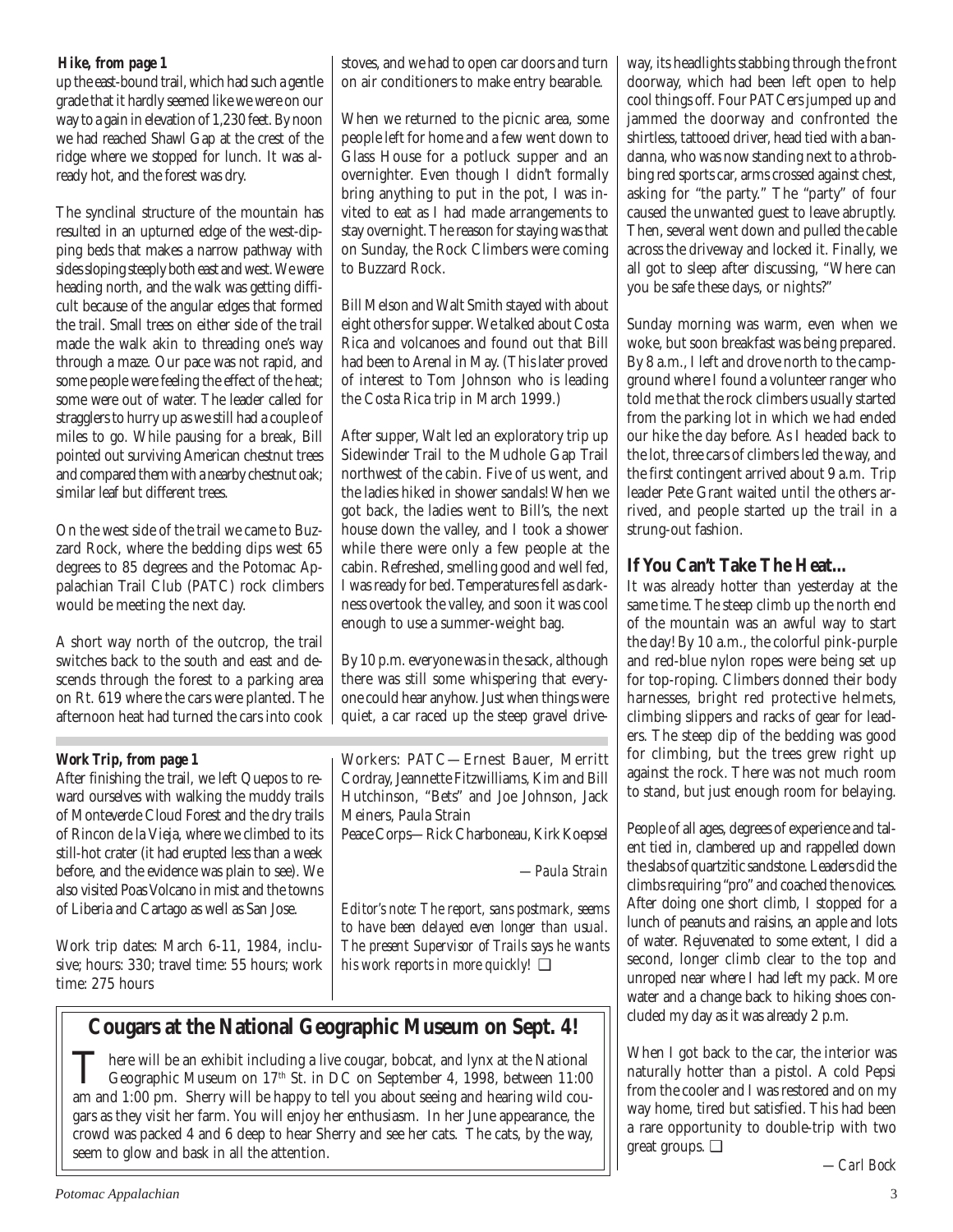**Hike, from page 1**

up the east-bound trail, which had such a gentle grade that it hardly seemed like we were on our way to a gain in elevation of 1,230 feet. By noon we had reached Shawl Gap at the crest of the ridge where we stopped for lunch. It was already hot, and the forest was dry.

The synclinal structure of the mountain has resulted in an upturned edge of the west-dipping beds that makes a narrow pathway with sides sloping steeply both east and west. We were heading north, and the walk was getting difficult because of the angular edges that formed the trail. Small trees on either side of the trail made the walk akin to threading one's way through a maze. Our pace was not rapid, and some people were feeling the effect of the heat; some were out of water. The leader called for stragglers to hurry up as we still had a couple of miles to go. While pausing for a break, Bill pointed out surviving American chestnut trees and compared them with a nearby chestnut oak; similar leaf but different trees.

On the west side of the trail we came to Buzzard Rock, where the bedding dips west 65 degrees to 85 degrees and the Potomac Appalachian Trail Club (PATC) rock climbers would be meeting the next day.

A short way north of the outcrop, the trail switches back to the south and east and descends through the forest to a parking area on Rt. 619 where the cars were planted. The afternoon heat had turned the cars into cook stoves, and we had to open car doors and turn on air conditioners to make entry bearable.

When we returned to the picnic area, some people left for home and a few went down to Glass House for a potluck supper and an overnighter. Even though I didn't formally bring anything to put in the pot, I was invited to eat as I had made arrangements to stay overnight. The reason for staying was that on Sunday, the Rock Climbers were coming to Buzzard Rock.

Bill Melson and Walt Smith stayed with about eight others for supper. We talked about Costa Rica and volcanoes and found out that Bill had been to Arenal in May. (This later proved of interest to Tom Johnson who is leading the Costa Rica trip in March 1999.)

After supper, Walt led an exploratory trip up Sidewinder Trail to the Mudhole Gap Trail northwest of the cabin. Five of us went, and the ladies hiked in shower sandals! When we got back, the ladies went to Bill's, the next house down the valley, and I took a shower while there were only a few people at the cabin. Refreshed, smelling good and well fed, I was ready for bed. Temperatures fell as darkness overtook the valley, and soon it was cool enough to use a summer-weight bag.

By 10 p.m. everyone was in the sack, although there was still some whispering that everyone could hear anyhow. Just when things were quiet, a car raced up the steep gravel driveway, its headlights stabbing through the front doorway, which had been left open to help cool things off. Four PATCers jumped up and jammed the doorway and confronted the shirtless, tattooed driver, head tied with a bandanna, who was now standing next to a throbbing red sports car, arms crossed against chest, asking for "the party." The "party" of four caused the unwanted guest to leave abruptly. Then, several went down and pulled the cable across the driveway and locked it. Finally, we all got to sleep after discussing, "Where can you be safe these days, or nights?"

Sunday morning was warm, even when we woke, but soon breakfast was being prepared. By 8 a.m., I left and drove north to the campground where I found a volunteer ranger who told me that the rock climbers usually started from the parking lot in which we had ended our hike the day before. As I headed back to the lot, three cars of climbers led the way, and the first contingent arrived about 9 a.m. Trip leader Pete Grant waited until the others arrived, and people started up the trail in a strung-out fashion.

## If You Can't Take The Heat...

It was already hotter than yesterday at the same time. The steep climb up the north end of the mountain was an awful way to start the day! By 10 a.m., the colorful pink-purple and red-blue nylon ropes were being set up for top-roping. Climbers donned their body harnesses, bright red protective helmets, climbing slippers and racks of gear for leaders. The steep dip of the bedding was good for climbing, but the trees grew right up against the rock. There was not much room to stand, but just enough room for belaying.

People of all ages, degrees of experience and talent tied in, clambered up and rappelled down the slabs of quartzitic sandstone. Leaders did the climbs requiring "pro" and coached the novices. After doing one short climb, I stopped for a lunch of peanuts and raisins, an apple and lots of water. Rejuvenated to some extent, I did a second, longer climb clear to the top and unroped near where I had left my pack. More water and a change back to hiking shoes concluded my day as it was already 2 p.m.

When I got back to the car, the interior was naturally hotter than a pistol. A cold Pepsi from the cooler and I was restored and on my way home, tired but satisfied. This had been a rare opportunity to double-trip with two great groups. ❑

*—Carl Bock*

**Work Trip, from page 1**

After finishing the trail, we left Quepos to reward ourselves with walking the muddy trails of Monteverde Cloud Forest and the dry trails of Rincon de la Vieja, where we climbed to its still-hot crater (it had erupted less than a week before, and the evidence was plain to see). We also visited Poas Volcano in mist and the towns of Liberia and Cartago as well as San Jose.

Work trip dates: March 6-11, 1984, inclusive; hours: 330; travel time: 55 hours; work time: 275 hours

Workers: PATC—Ernest Bauer, Merritt Cordray, Jeannette Fitzwilliams, Kim and Bill Hutchinson, "Bets" and Joe Johnson, Jack Meiners, Paula Strain

Peace Corps—Rick Charboneau, Kirk Koepsel

*—Paula Strain*

*Editor's note: The report, sans postmark, seems to have been delayed even longer than usual. The present Supervisor of Trails says he wants his work reports in more quickly!* ❑

## Cougars at the National Geographic Museum on Sept. 4!

There will be an exhibit including a live cougar, bobcat, and lynx at the National Geographic Museum on 17th St. in DC on September 4, 1998, between 11:00 am and 1:00 pm. Sherry will be happy to tell you about seeing and hearing wild cougars as they visit her farm. You will enjoy her enthusiasm. In her June appearance, the crowd was packed 4 and 6 deep to hear Sherry and see her cats. The cats, by the way, seem to glow and bask in all the attention.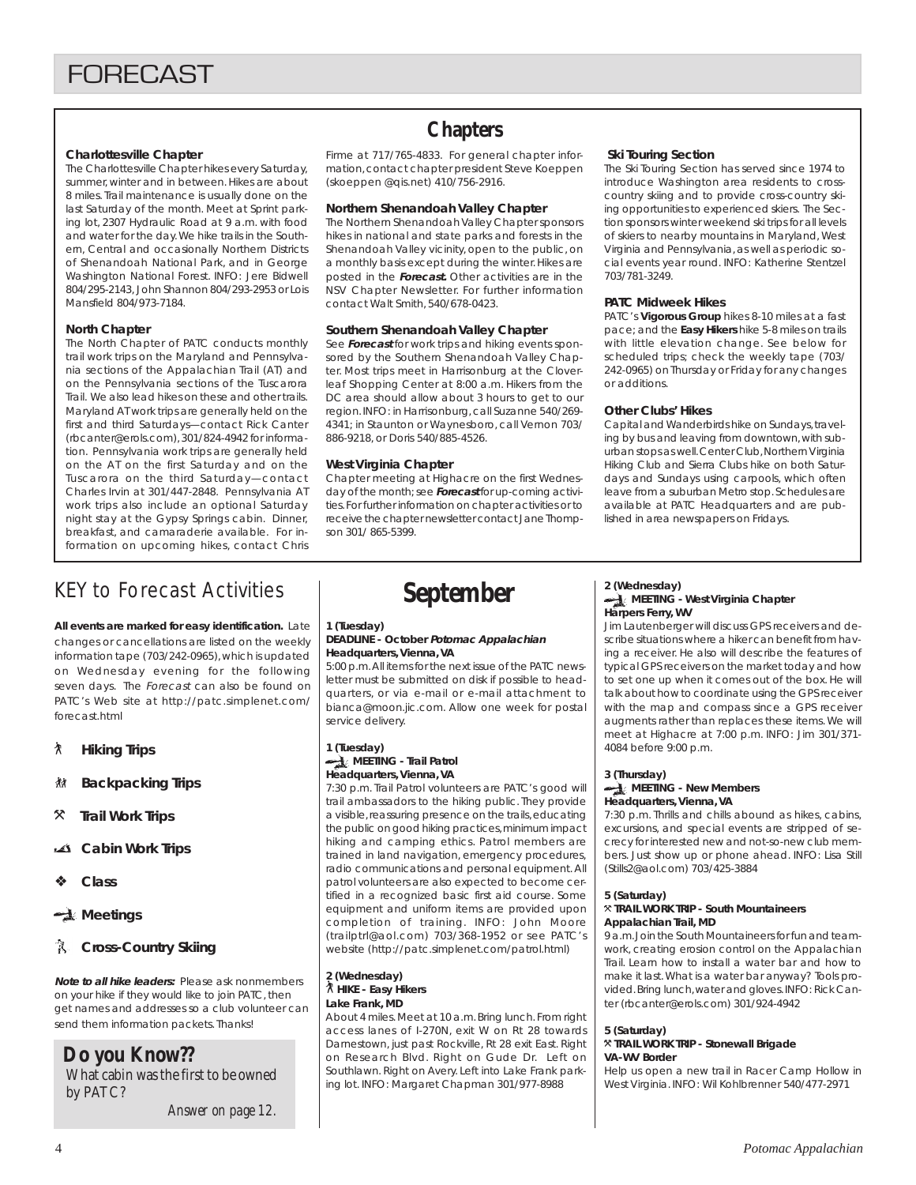# FORECAST

## Chapters

### Charlottesville Chapter

The Charlottesville Chapter hikes every Saturday, summer, winter and in between. Hikes are about 8 miles. Trail maintenance is usually done on the last Saturday of the month. Meet at Sprint parking lot, 2307 Hydraulic Road at 9 a.m. with food and water for the day. We hike trails in the Southern, Central and occasionally Northern Districts of Shenandoah National Park, and in George Washington National Forest. INFO: Jere Bidwell 804/295-2143, John Shannon 804/293-2953 or Lois Mansfield 804/973-7184.

### North Chapter

The North Chapter of PATC conducts monthly trail work trips on the Maryland and Pennsylvania sections of the Appalachian Trail (AT) and on the Pennsylvania sections of the Tuscarora Trail. We also lead hikes on these and other trails. Maryland AT work trips are generally held on the first and third Saturdays—contact Rick Canter (rbcanter@erols.com), 301/824-4942 for information. Pennsylvania work trips are generally held on the AT on the first Saturday and on the Tuscarora on the third Saturday—contact Charles Irvin at 301/447-2848. Pennsylvania AT work trips also include an optional Saturday night stay at the Gypsy Springs cabin. Dinner, breakfast, and camaraderie available. For information on upcoming hikes, contact Chris Firme at 717/765-4833. For general chapter information, contact chapter president Steve Koeppen (skoeppen @qis.net) 410/756-2916.

### Northern Shenandoah Valley Chapter

The Northern Shenandoah Valley Chapter sponsors hikes in national and state parks and forests in the Shenandoah Valley vicinity, open to the public, on a monthly basis except during the winter. Hikes are posted in the ***Forecast.*** Other activities are in the NSV Chapter Newsletter. For further information contact Walt Smith, 540/678-0423.

### Southern Shenandoah Valley Chapter

See ***Forecast*** for work trips and hiking events sponsored by the Southern Shenandoah Valley Chapter. Most trips meet in Harrisonburg at the Cloverleaf Shopping Center at 8:00 a.m. Hikers from the DC area should allow about 3 hours to get to our region. INFO: in Harrisonburg, call Suzanne 540/269-4341; in Staunton or Waynesboro, call Vernon 703/886-9218, or Doris 540/885-4526.

### West Virginia Chapter

Chapter meeting at Highacre on the first Wednesday of the month; see ***Forecast*** for up-coming activities. For further information on chapter activities or to receive the chapter newsletter contact Jane Thompson 301/ 865-5399.

### Ski Touring Section

The Ski Touring Section has served since 1974 to introduce Washington area residents to cross-country skiing and to provide cross-country skiing opportunities to experienced skiers. The Section sponsors winter weekend ski trips for all levels of skiers to nearby mountains in Maryland, West Virginia and Pennsylvania, as well as periodic social events year round. INFO: Katherine Stentzel 703/781-3249.

### PATC Midweek Hikes

PATC's **Vigorous Group** hikes 8-10 miles at a fast pace; and the **Easy Hikers** hike 5-8 miles on trails with little elevation change. See below for scheduled trips; check the weekly tape (703/ 242-0965) on Thursday or Friday for any changes or additions.

### Other Clubs' Hikes

Capital and Wanderbirds hike on Sundays, traveling by bus and leaving from downtown, with suburban stops as well. Center Club, Northern Virginia Hiking Club and Sierra Clubs hike on both Saturdays and Sundays using carpools, which often leave from a suburban Metro stop. Schedules are available at PATC Headquarters and are published in area newspapers on Fridays.

## KEY to Forecast Activities

**All events are marked for easy identification.** Late changes or cancellations are listed on the weekly information tape (703/242-0965), which is updated on Wednesday evening for the following seven days. The *Forecast* can also be found on PATC's Web site at http://patc.simplenet.com/forecast.html

- **Hiking Trips**
- **Backpacking Trips**
- **Trail Work Trips**
- **Cabin Work Trips**
- **Class**
- **Meetings**
- **Cross-Country Skiing**

***Note to all hike leaders:*** Please ask nonmembers on your hike if they would like to join PATC, then get names and addresses so a club volunteer can send them information packets. Thanks!

### Do you Know??

What cabin was the first to be owned by PATC?

Answer on page 12.

## September

**1 (Tuesday)**
**DEADLINE - October *Potomac Appalachian***
**Headquarters, Vienna, VA**

5:00 p.m. All items for the next issue of the PATC newsletter must be submitted on disk if possible to headquarters, or via e-mail or e-mail attachment to bianca@moon.jic.com. Allow one week for postal service delivery.

**1 (Tuesday)**
**MEETING - Trail Patrol**
**Headquarters, Vienna, VA**

7:30 p.m. Trail Patrol volunteers are PATC's good will trail ambassadors to the hiking public. They provide a visible, reassuring presence on the trails, educating the public on good hiking practices, minimum impact hiking and camping ethics. Patrol members are trained in land navigation, emergency procedures, radio communications and personal equipment. All patrol volunteers are also expected to become certified in a recognized basic first aid course. Some equipment and uniform items are provided upon completion of training. INFO: John Moore (trailptrl@aol.com) 703/368-1952 or see PATC's website (http://patc.simplenet.com/patrol.html)

**2 (Wednesday)**
**HIKE - Easy Hikers**
**Lake Frank, MD**

About 4 miles. Meet at 10 a.m. Bring lunch. From right access lanes of I-270N, exit W on Rt 28 towards Darnestown, just past Rockville, Rt 28 exit East. Right on Research Blvd. Right on Gude Dr. Left on Southlawn. Right on Avery. Left into Lake Frank parking lot. INFO: Margaret Chapman 301/977-8988

**2 (Wednesday)**
**MEETING - West Virginia Chapter**
**Harpers Ferry, WV**

Jim Lautenberger will discuss GPS receivers and describe situations where a hiker can benefit from having a receiver. He also will describe the features of typical GPS receivers on the market today and how to set one up when it comes out of the box. He will talk about how to coordinate using the GPS receiver with the map and compass since a GPS receiver augments rather than replaces these items. We will meet at Highacre at 7:00 p.m. INFO: Jim 301/371-4084 before 9:00 p.m.

**3 (Thursday)**
**MEETING - New Members**
**Headquarters, Vienna, VA**

7:30 p.m. Thrills and chills abound as hikes, cabins, excursions, and special events are stripped of secrecy for interested new and not-so-new club members. Just show up or phone ahead. INFO: Lisa Still (Stills2@aol.com) 703/425-3884

**5 (Saturday)**
**TRAIL WORK TRIP - South Mountaineers**
**Appalachian Trail, MD**

9 a.m. Join the South Mountaineers for fun and teamwork, creating erosion control on the Appalachian Trail. Learn how to install a water bar and how to make it last. What is a water bar anyway? Tools provided. Bring lunch, water and gloves. INFO: Rick Canter (rbcanter@erols.com) 301/924-4942

**5 (Saturday)**
**TRAIL WORK TRIP - Stonewall Brigade**
**VA-WV Border**

Help us open a new trail in Racer Camp Hollow in West Virginia. INFO: Wil Kohlbrenner 540/477-2971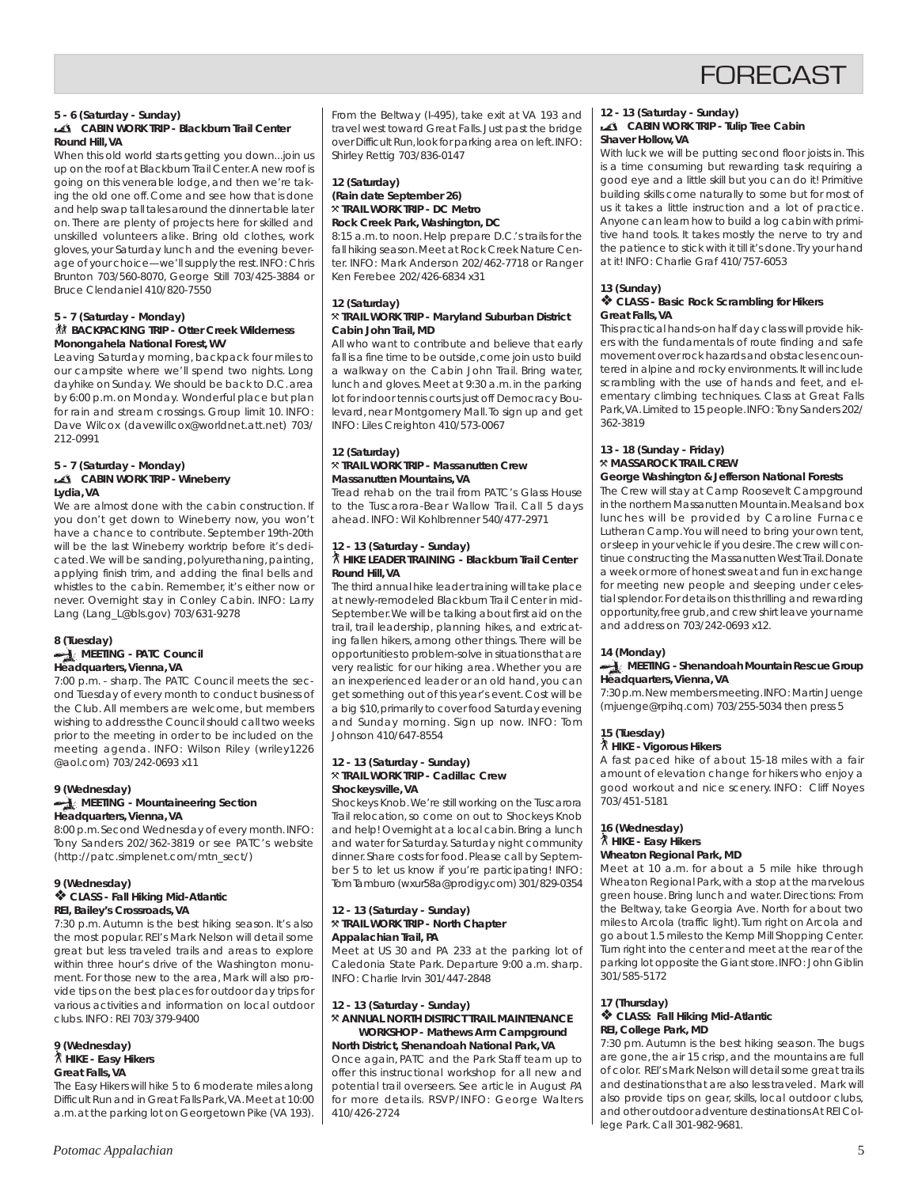# FORECAST

**5 - 6 (Saturday - Sunday)**
**CABIN WORK TRIP - Blackburn Trail Center**
**Round Hill, VA**

When this old world starts getting you down...join us up on the roof at Blackburn Trail Center. A new roof is going on this venerable lodge, and then we're taking the old one off. Come and see how that is done and help swap tall tales around the dinner table later on. There are plenty of projects here for skilled and unskilled volunteers alike. Bring old clothes, work gloves, your Saturday lunch and the evening beverage of your choice—we'll supply the rest. INFO: Chris Brunton 703/560-8070, George Still 703/425-3884 or Bruce Clendaniel 410/820-7550

**5 - 7 (Saturday - Monday)**
**BACKPACKING TRIP - Otter Creek Wilderness**
**Monongahela National Forest, WV**

Leaving Saturday morning, backpack four miles to our campsite where we'll spend two nights. Long dayhike on Sunday. We should be back to D.C. area by 6:00 p.m. on Monday. Wonderful place but plan for rain and stream crossings. Group limit 10. INFO: Dave Wilcox (davewillcox@worldnet.att.net) 703/212-0991

**5 - 7 (Saturday - Monday)**
**CABIN WORK TRIP - Wineberry**
**Lydia, VA**

We are almost done with the cabin construction. If you don't get down to Wineberry now, you won't have a chance to contribute. September 19th-20th will be the last Wineberry worktrip before it's dedicated. We will be sanding, polyurethaning, painting, applying finish trim, and adding the final bells and whistles to the cabin. Remember, it's either now or never. Overnight stay in Conley Cabin. INFO: Larry Lang (Lang_L@bls.gov) 703/631-9278

**8 (Tuesday)**
**MEETING - PATC Council**
**Headquarters, Vienna, VA**

7:00 p.m. - sharp. The PATC Council meets the second Tuesday of every month to conduct business of the Club. All members are welcome, but members wishing to address the Council should call two weeks prior to the meeting in order to be included on the meeting agenda. INFO: Wilson Riley (wriley1226@aol.com) 703/242-0693 x11

**9 (Wednesday)**
**MEETING - Mountaineering Section**
**Headquarters, Vienna, VA**

8:00 p.m. Second Wednesday of every month. INFO: Tony Sanders 202/362-3819 or see PATC's website (http://patc.simplenet.com/mtn_sect/)

**9 (Wednesday)**
**CLASS - Fall Hiking Mid-Atlantic**
**REI, Bailey's Crossroads, VA**

7:30 p.m. Autumn is the best hiking season. It's also the most popular. REI's Mark Nelson will detail some great but less traveled trails and areas to explore within three hour's drive of the Washington monument. For those new to the area, Mark will also provide tips on the best places for outdoor day trips for various activities and information on local outdoor clubs. INFO: REI 703/379-9400

**9 (Wednesday)**
**HIKE - Easy Hikers**
**Great Falls, VA**

The Easy Hikers will hike 5 to 6 moderate miles along Difficult Run and in Great Falls Park, VA. Meet at 10:00 a.m. at the parking lot on Georgetown Pike (VA 193). From the Beltway (I-495), take exit at VA 193 and travel west toward Great Falls. Just past the bridge over Difficult Run, look for parking area on left. INFO: Shirley Rettig 703/836-0147

**12 (Saturday)**
**(Rain date September 26)**
**TRAIL WORK TRIP - DC Metro**
**Rock Creek Park, Washington, DC**

8:15 a.m. to noon. Help prepare D.C.'s trails for the fall hiking season. Meet at Rock Creek Nature Center. INFO: Mark Anderson 202/462-7718 or Ranger Ken Ferebee 202/426-6834 x31

**12 (Saturday)**
**TRAIL WORK TRIP - Maryland Suburban District**
**Cabin John Trail, MD**

All who want to contribute and believe that early fall is a fine time to be outside, come join us to build a walkway on the Cabin John Trail. Bring water, lunch and gloves. Meet at 9:30 a.m. in the parking lot for indoor tennis courts just off Democracy Boulevard, near Montgomery Mall. To sign up and get INFO: Liles Creighton 410/573-0067

**12 (Saturday)**
**TRAIL WORK TRIP - Massanutten Crew**
**Massanutten Mountains, VA**

Tread rehab on the trail from PATC's Glass House to the Tuscarora-Bear Wallow Trail. Call 5 days ahead. INFO: Wil Kohlbrenner 540/477-2971

**12 - 13 (Saturday - Sunday)**
**HIKE LEADER TRAINING - Blackburn Trail Center**
**Round Hill, VA**

The third annual hike leader training will take place at newly-remodeled Blackburn Trail Center in mid-September. We will be talking about first aid on the trail, trail leadership, planning hikes, and extricating fallen hikers, among other things. There will be opportunities to problem-solve in situations that are very realistic for our hiking area. Whether you are an inexperienced leader or an old hand, you can get something out of this year's event. Cost will be a big $10, primarily to cover food Saturday evening and Sunday morning. Sign up now. INFO: Tom Johnson 410/647-8554

**12 - 13 (Saturday - Sunday)**
**TRAIL WORK TRIP - Cadillac Crew**
**Shockeysville, VA**

Shockeys Knob. We're still working on the Tuscarora Trail relocation, so come on out to Shockeys Knob and help! Overnight at a local cabin. Bring a lunch and water for Saturday. Saturday night community dinner. Share costs for food. Please call by September 5 to let us know if you're participating! INFO: Tom Tamburo (wxur58a@prodigy.com) 301/829-0354

**12 - 13 (Saturday - Sunday)**
**TRAIL WORK TRIP - North Chapter**
**Appalachian Trail, PA**

Meet at US 30 and PA 233 at the parking lot of Caledonia State Park. Departure 9:00 a.m. sharp. INFO: Charlie Irvin 301/447-2848

**12 - 13 (Saturday - Sunday)**
**ANNUAL NORTH DISTRICT TRAIL MAINTENANCE WORKSHOP - Mathews Arm Campground**
**North District, Shenandoah National Park, VA**

Once again, PATC and the Park Staff team up to offer this instructional workshop for all new and potential trail overseers. See article in August *PA* for more details. RSVP/INFO: George Walters 410/426-2724

**12 - 13 (Saturday - Sunday)**
**CABIN WORK TRIP - Tulip Tree Cabin**
**Shaver Hollow, VA**

With luck we will be putting second floor joists in. This is a time consuming but rewarding task requiring a good eye and a little skill but you can do it! Primitive building skills come naturally to some but for most of us it takes a little instruction and a lot of practice. Anyone can learn how to build a log cabin with primitive hand tools. It takes mostly the nerve to try and the patience to stick with it till it's done. Try your hand at it! INFO: Charlie Graf 410/757-6053

**13 (Sunday)**
**CLASS - Basic Rock Scrambling for Hikers**
**Great Falls, VA**

This practical hands-on half day class will provide hikers with the fundamentals of route finding and safe movement over rock hazards and obstacles encountered in alpine and rocky environments. It will include scrambling with the use of hands and feet, and elementary climbing techniques. Class at Great Falls Park, VA. Limited to 15 people. INFO: Tony Sanders 202/362-3819

**13 - 18 (Sunday - Friday)**
**MASSAROCK TRAIL CREW**
**George Washington & Jefferson National Forests**

The Crew will stay at Camp Roosevelt Campground in the northern Massanutten Mountain. Meals and box lunches will be provided by Caroline Furnace Lutheran Camp. You will need to bring your own tent, or sleep in your vehicle if you desire. The crew will continue constructing the Massanutten West Trail. Donate a week or more of honest sweat and fun in exchange for meeting new people and sleeping under celestial splendor. For details on this thrilling and rewarding opportunity, free grub, and crew shirt leave your name and address on 703/242-0693 x12.

**14 (Monday)**
**MEETING - Shenandoah Mountain Rescue Group**
**Headquarters, Vienna, VA**

7:30 p.m. New members meeting. INFO: Martin Juenge (mjuenge@rpihq.com) 703/255-5034 then press 5

**15 (Tuesday)**
**HIKE - Vigorous Hikers**

A fast paced hike of about 15-18 miles with a fair amount of elevation change for hikers who enjoy a good workout and nice scenery. INFO: Cliff Noyes 703/451-5181

**16 (Wednesday)**
**HIKE - Easy Hikers**
**Wheaton Regional Park, MD**

Meet at 10 a.m. for about a 5 mile hike through Wheaton Regional Park, with a stop at the marvelous green house. Bring lunch and water. Directions: From the Beltway, take Georgia Ave. North for about two miles to Arcola (traffic light). Turn right on Arcola and go about 1.5 miles to the Kemp Mill Shopping Center. Turn right into the center and meet at the rear of the parking lot opposite the Giant store. INFO: John Giblin 301/585-5172

**17 (Thursday)**
**CLASS: Fall Hiking Mid-Atlantic**
**REI, College Park, MD**

7:30 p.m. Autumn is the best hiking season. The bugs are gone, the air 15 crisp, and the mountains are full of color. REI's Mark Nelson will detail some great trails and destinations that are also less traveled. Mark will also provide tips on gear, skills, local outdoor clubs, and other outdoor adventure destinations At REI College Park. Call 301-982-9681.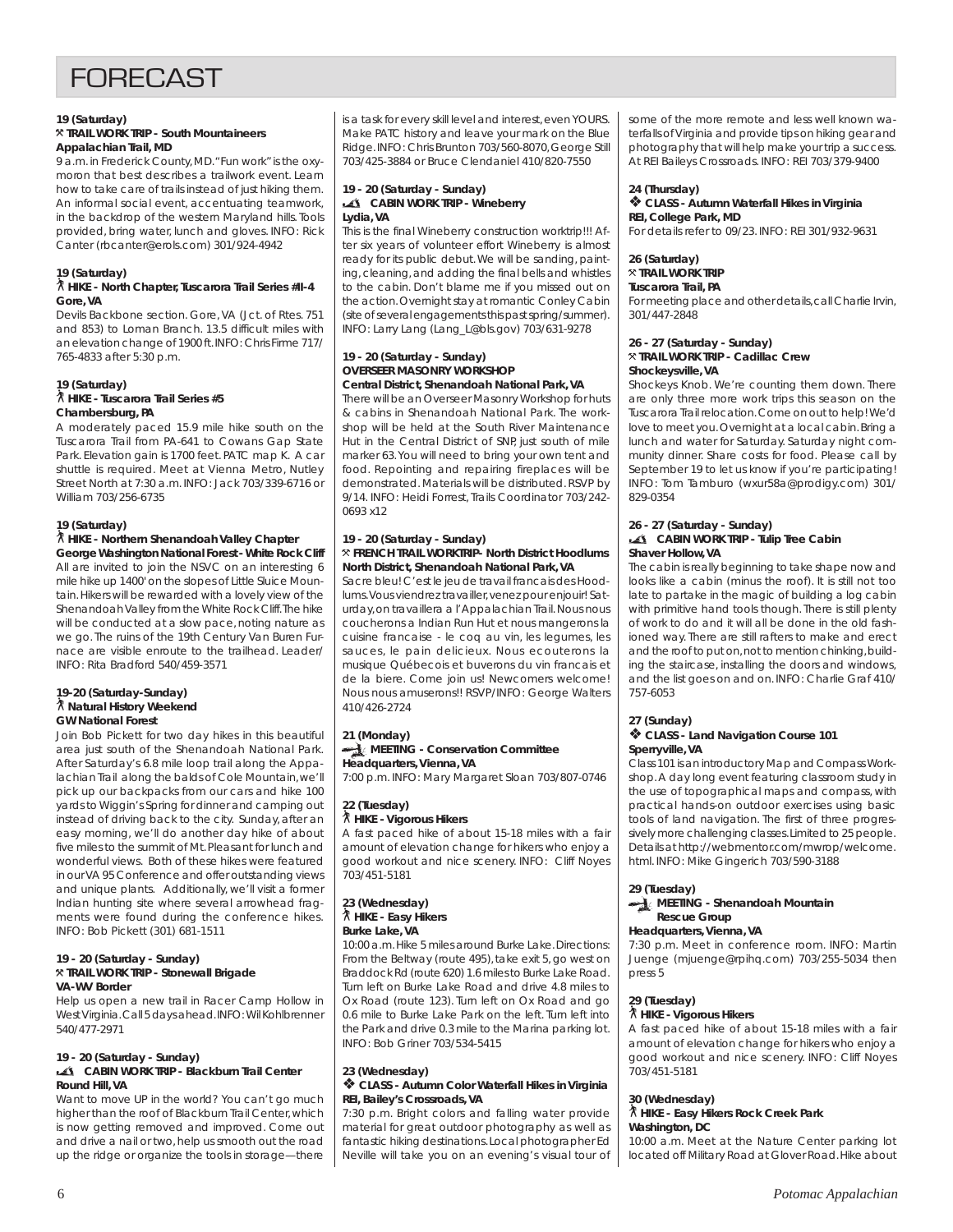# FORECAST

**19 (Saturday)**
**TRAIL WORK TRIP - South Mountaineers**
**Appalachian Trail, MD**

9 a.m. in Frederick County, MD. "Fun work" is the oxymoron that best describes a trailwork event. Learn how to take care of trails instead of just hiking them. An informal social event, accentuating teamwork, in the backdrop of the western Maryland hills. Tools provided, bring water, lunch and gloves. INFO: Rick Canter (rbcanter@erols.com) 301/924-4942

**19 (Saturday)**
**HIKE - North Chapter, Tuscarora Trail Series #II-4**
**Gore, VA**

Devils Backbone section. Gore, VA (Jct. of Rtes. 751 and 853) to Loman Branch. 13.5 difficult miles with an elevation change of 1900 ft. INFO: Chris Firme 717/765-4833 after 5:30 p.m.

**19 (Saturday)**
**HIKE - Tuscarora Trail Series #5**
**Chambersburg, PA**

A moderately paced 15.9 mile hike south on the Tuscarora Trail from PA-641 to Cowans Gap State Park. Elevation gain is 1700 feet. PATC map K. A car shuttle is required. Meet at Vienna Metro, Nutley Street North at 7:30 a.m. INFO: Jack 703/339-6716 or William 703/256-6735

**19 (Saturday)**
**HIKE - Northern Shenandoah Valley Chapter**
**George Washington National Forest - White Rock Cliff**

All are invited to join the NSVC on an interesting 6 mile hike up 1400' on the slopes of Little Sluice Mountain. Hikers will be rewarded with a lovely view of the Shenandoah Valley from the White Rock Cliff. The hike will be conducted at a slow pace, noting nature as we go. The ruins of the 19th Century Van Buren Furnace are visible enroute to the trailhead. Leader/ INFO: Rita Bradford 540/459-3571

**19-20 (Saturday-Sunday)**
**Natural History Weekend**
**GW National Forest**

Join Bob Pickett for two day hikes in this beautiful area just south of the Shenandoah National Park. After Saturday's 6.8 mile loop trail along the Appalachian Trail along the balds of Cole Mountain, we'll pick up our backpacks from our cars and hike 100 yards to Wiggin's Spring for dinner and camping out instead of driving back to the city. Sunday, after an easy morning, we'll do another day hike of about five miles to the summit of Mt. Pleasant for lunch and wonderful views. Both of these hikes were featured in our VA 95 Conference and offer outstanding views and unique plants. Additionally, we'll visit a former Indian hunting site where several arrowhead fragments were found during the conference hikes. INFO: Bob Pickett (301) 681-1511

**19 - 20 (Saturday - Sunday)**
**TRAIL WORK TRIP - Stonewall Brigade**
**VA-WV Border**

Help us open a new trail in Racer Camp Hollow in West Virginia. Call 5 days ahead. INFO: Wil Kohlbrenner 540/477-2971

**19 - 20 (Saturday - Sunday)**
**CABIN WORK TRIP - Blackburn Trail Center**
**Round Hill, VA**

Want to move UP in the world? You can't go much higher than the roof of Blackburn Trail Center, which is now getting removed and improved. Come out and drive a nail or two, help us smooth out the road up the ridge or organize the tools in storage—there is a task for every skill level and interest, even YOURS. Make PATC history and leave your mark on the Blue Ridge. INFO: Chris Brunton 703/560-8070, George Still 703/425-3884 or Bruce Clendaniel 410/820-7550

**19 - 20 (Saturday - Sunday)**
**CABIN WORK TRIP - Wineberry**
**Lydia, VA**

This is the final Wineberry construction worktrip!!! After six years of volunteer effort Wineberry is almost ready for its public debut. We will be sanding, painting, cleaning, and adding the final bells and whistles to the cabin. Don't blame me if you missed out on the action. Overnight stay at romantic Conley Cabin (site of several engagements this past spring/summer). INFO: Larry Lang (Lang_L@bls.gov) 703/631-9278

**19 - 20 (Saturday - Sunday)**
**OVERSEER MASONRY WORKSHOP**
**Central District, Shenandoah National Park, VA**

There will be an Overseer Masonry Workshop for huts & cabins in Shenandoah National Park. The workshop will be held at the South River Maintenance Hut in the Central District of SNP, just south of mile marker 63. You will need to bring your own tent and food. Repointing and repairing fireplaces will be demonstrated. Materials will be distributed. RSVP by 9/14. INFO: Heidi Forrest, Trails Coordinator 703/242-0693 x12

**19 - 20 (Saturday - Sunday)**
**FRENCH TRAIL WORKTRIP- North District Hoodlums**
**North District, Shenandoah National Park, VA**

Sacre bleu! C'est le jeu de travail francais des Hoodlums. Vous viendrez travailler, venez pour enjouir! Saturday, on travaillera a l'Appalachian Trail. Nous nous coucherons a Indian Run Hut et nous mangerons la cuisine francaise - le coq au vin, les legumes, les sauces, le pain delicieux. Nous ecouterons la musique Québecois et buverons du vin francais et de la biere. Come join us! Newcomers welcome! Nous nous amuserons!! RSVP/INFO: George Walters 410/426-2724

**21 (Monday)**
**MEETING - Conservation Committee**
**Headquarters, Vienna, VA**

7:00 p.m. INFO: Mary Margaret Sloan 703/807-0746

**22 (Tuesday)**
**HIKE - Vigorous Hikers**

A fast paced hike of about 15-18 miles with a fair amount of elevation change for hikers who enjoy a good workout and nice scenery. INFO: Cliff Noyes 703/451-5181

**23 (Wednesday)**
**HIKE - Easy Hikers**
**Burke Lake, VA**

10:00 a.m. Hike 5 miles around Burke Lake. Directions: From the Beltway (route 495), take exit 5, go west on Braddock Rd (route 620) 1.6 miles to Burke Lake Road. Turn left on Burke Lake Road and drive 4.8 miles to Ox Road (route 123). Turn left on Ox Road and go 0.6 mile to Burke Lake Park on the left. Turn left into the Park and drive 0.3 mile to the Marina parking lot. INFO: Bob Griner 703/534-5415

**23 (Wednesday)**
**CLASS - Autumn Color Waterfall Hikes in Virginia**
**REI, Bailey's Crossroads, VA**

7:30 p.m. Bright colors and falling water provide material for great outdoor photography as well as fantastic hiking destinations. Local photographer Ed Neville will take you on an evening's visual tour of some of the more remote and less well known waterfalls of Virginia and provide tips on hiking gear and photography that will help make your trip a success. At REI Baileys Crossroads. INFO: REI 703/379-9400

**24 (Thursday)**
**CLASS - Autumn Waterfall Hikes in Virginia**
**REI, College Park, MD**

For details refer to 09/23. INFO: REI 301/932-9631

**26 (Saturday)**
**TRAIL WORK TRIP**
**Tuscarora Trail, PA**

For meeting place and other details, call Charlie Irvin, 301/447-2848

**26 - 27 (Saturday - Sunday)**
**TRAIL WORK TRIP - Cadillac Crew**
**Shockeysville, VA**

Shockeys Knob. We're counting them down. There are only three more work trips this season on the Tuscarora Trail relocation. Come on out to help! We'd love to meet you. Overnight at a local cabin. Bring a lunch and water for Saturday. Saturday night community dinner. Share costs for food. Please call by September 19 to let us know if you're participating! INFO: Tom Tamburo (wxur58a@prodigy.com) 301/829-0354

**26 - 27 (Saturday - Sunday)**
**CABIN WORK TRIP - Tulip Tree Cabin**
**Shaver Hollow, VA**

The cabin is really beginning to take shape now and looks like a cabin (minus the roof). It is still not too late to partake in the magic of building a log cabin with primitive hand tools though. There is still plenty of work to do and it will all be done in the old fashioned way. There are still rafters to make and erect and the roof to put on, not to mention chinking, building the staircase, installing the doors and windows, and the list goes on and on. INFO: Charlie Graf 410/757-6053

**27 (Sunday)**
**CLASS - Land Navigation Course 101**
**Sperryville, VA**

Class 101 is an introductory Map and Compass Workshop. A day long event featuring classroom study in the use of topographical maps and compass, with practical hands-on outdoor exercises using basic tools of land navigation. The first of three progressively more challenging classes. Limited to 25 people. Details at http://webmentor.com/mwrop/welcome.html. INFO: Mike Gingerich 703/590-3188

**29 (Tuesday)**
**MEETING - Shenandoah Mountain Rescue Group**
**Headquarters, Vienna, VA**

7:30 p.m. Meet in conference room. INFO: Martin Juenge (mjuenge@rpihq.com) 703/255-5034 then press 5

**29 (Tuesday)**
**HIKE - Vigorous Hikers**

A fast paced hike of about 15-18 miles with a fair amount of elevation change for hikers who enjoy a good workout and nice scenery. INFO: Cliff Noyes 703/451-5181

**30 (Wednesday)**
**HIKE - Easy Hikers Rock Creek Park**
**Washington, DC**

10:00 a.m. Meet at the Nature Center parking lot located off Military Road at Glover Road. Hike about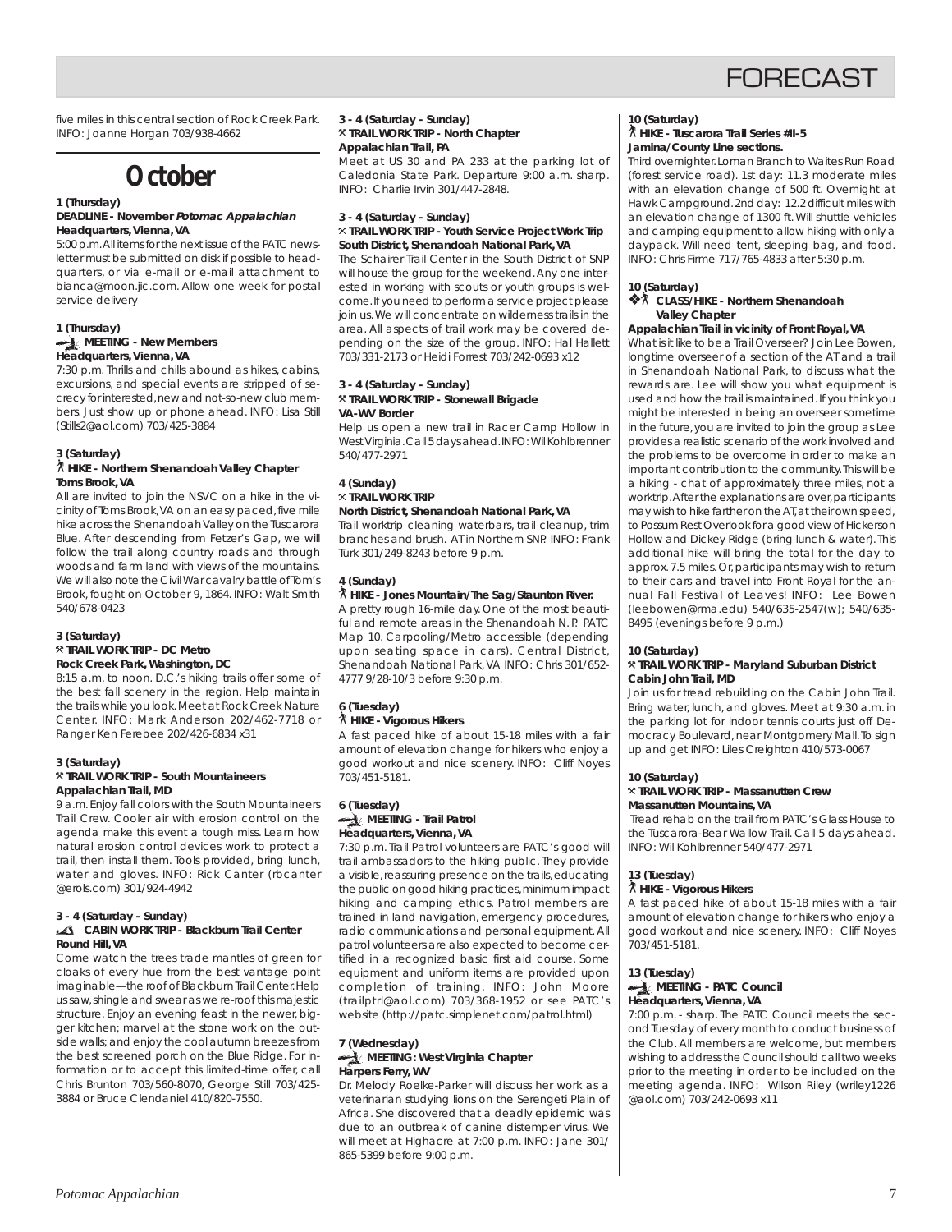five miles in this central section of Rock Creek Park. INFO: Joanne Horgan 703/938-4662

# October

**1 (Thursday)**
**DEADLINE - November *Potomac Appalachian***
**Headquarters, Vienna, VA**

5:00 p.m. All items for the next issue of the PATC newsletter must be submitted on disk if possible to headquarters, or via e-mail or e-mail attachment to bianca@moon.jic.com. Allow one week for postal service delivery

**1 (Thursday)**
**MEETING - New Members**
**Headquarters, Vienna, VA**

7:30 p.m. Thrills and chills abound as hikes, cabins, excursions, and special events are stripped of secrecy for interested, new and not-so-new club members. Just show up or phone ahead. INFO: Lisa Still (Stills2@aol.com) 703/425-3884

**3 (Saturday)**
**HIKE - Northern Shenandoah Valley Chapter**
**Toms Brook, VA**

All are invited to join the NSVC on a hike in the vicinity of Toms Brook, VA on an easy paced, five mile hike across the Shenandoah Valley on the Tuscarora Blue. After descending from Fetzer's Gap, we will follow the trail along country roads and through woods and farm land with views of the mountains. We will also note the Civil War cavalry battle of Tom's Brook, fought on October 9, 1864. INFO: Walt Smith 540/678-0423

**3 (Saturday)**
**TRAIL WORK TRIP - DC Metro**
**Rock Creek Park, Washington, DC**

8:15 a.m. to noon. D.C.'s hiking trails offer some of the best fall scenery in the region. Help maintain the trails while you look. Meet at Rock Creek Nature Center. INFO: Mark Anderson 202/462-7718 or Ranger Ken Ferebee 202/426-6834 x31

**3 (Saturday)**
**TRAIL WORK TRIP - South Mountaineers**
**Appalachian Trail, MD**

9 a.m. Enjoy fall colors with the South Mountaineers Trail Crew. Cooler air with erosion control on the agenda make this event a tough miss. Learn how natural erosion control devices work to protect a trail, then install them. Tools provided, bring lunch, water and gloves. INFO: Rick Canter (rbcanter @erols.com) 301/924-4942

**3 - 4 (Saturday - Sunday)**
**CABIN WORK TRIP - Blackburn Trail Center**
**Round Hill, VA**

Come watch the trees trade mantles of green for cloaks of every hue from the best vantage point imaginable—the roof of Blackburn Trail Center. Help us saw, shingle and swear as we re-roof this majestic structure. Enjoy an evening feast in the newer, bigger kitchen; marvel at the stone work on the outside walls; and enjoy the cool autumn breezes from the best screened porch on the Blue Ridge. For information or to accept this limited-time offer, call Chris Brunton 703/560-8070, George Still 703/425-3884 or Bruce Clendaniel 410/820-7550.

**3 - 4 (Saturday - Sunday)**
**TRAIL WORK TRIP - North Chapter**
**Appalachian Trail, PA**

Meet at US 30 and PA 233 at the parking lot of Caledonia State Park. Departure 9:00 a.m. sharp. INFO: Charlie Irvin 301/447-2848.

**3 - 4 (Saturday - Sunday)**
**TRAIL WORK TRIP - Youth Service Project Work Trip**
**South District, Shenandoah National Park, VA**

The Schairer Trail Center in the South District of SNP will house the group for the weekend. Any one interested in working with scouts or youth groups is welcome. If you need to perform a service project please join us. We will concentrate on wilderness trails in the area. All aspects of trail work may be covered depending on the size of the group. INFO: Hal Hallett 703/331-2173 or Heidi Forrest 703/242-0693 x12

**3 - 4 (Saturday - Sunday)**
**TRAIL WORK TRIP - Stonewall Brigade**
**VA-WV Border**

Help us open a new trail in Racer Camp Hollow in West Virginia. Call 5 days ahead. INFO: Wil Kohlbrenner 540/477-2971

**4 (Sunday)**
**TRAIL WORK TRIP**
**North District, Shenandoah National Park, VA**

Trail worktrip cleaning waterbars, trail cleanup, trim branches and brush. AT in Northern SNP. INFO: Frank Turk 301/249-8243 before 9 p.m.

**4 (Sunday)**
**HIKE - Jones Mountain/The Sag/Staunton River.**

A pretty rough 16-mile day. One of the most beautiful and remote areas in the Shenandoah N.P. PATC Map 10. Carpooling/Metro accessible (depending upon seating space in cars). Central District, Shenandoah National Park, VA INFO: Chris 301/652-4777 9/28-10/3 before 9:30 p.m.

**6 (Tuesday)**
**HIKE - Vigorous Hikers**

A fast paced hike of about 15-18 miles with a fair amount of elevation change for hikers who enjoy a good workout and nice scenery. INFO: Cliff Noyes 703/451-5181.

**6 (Tuesday)**
**MEETING - Trail Patrol**
**Headquarters, Vienna, VA**

7:30 p.m. Trail Patrol volunteers are PATC's good will trail ambassadors to the hiking public. They provide a visible, reassuring presence on the trails, educating the public on good hiking practices, minimum impact hiking and camping ethics. Patrol members are trained in land navigation, emergency procedures, radio communications and personal equipment. All patrol volunteers are also expected to become certified in a recognized basic first aid course. Some equipment and uniform items are provided upon completion of training. INFO: John Moore (trailptrl@aol.com) 703/368-1952 or see PATC's website (http://patc.simplenet.com/patrol.html)

**7 (Wednesday)**
**MEETING: West Virginia Chapter**
**Harpers Ferry, WV**

Dr. Melody Roelke-Parker will discuss her work as a veterinarian studying lions on the Serengeti Plain of Africa. She discovered that a deadly epidemic was due to an outbreak of canine distemper virus. We will meet at Highacre at 7:00 p.m. INFO: Jane 301/865-5399 before 9:00 p.m.

**10 (Saturday)**
**HIKE - Tuscarora Trail Series #II-5**
**Jamina/County Line sections.**

Third overnighter. Loman Branch to Waites Run Road (forest service road). 1st day: 11.3 moderate miles with an elevation change of 500 ft. Overnight at Hawk Campground. 2nd day: 12.2 difficult miles with an elevation change of 1300 ft. Will shuttle vehicles and camping equipment to allow hiking with only a daypack. Will need tent, sleeping bag, and food. INFO: Chris Firme 717/765-4833 after 5:30 p.m.

**10 (Saturday)**
**CLASS/HIKE - Northern Shenandoah Valley Chapter**
**Appalachian Trail in vicinity of Front Royal, VA**

What is it like to be a Trail Overseer? Join Lee Bowen, longtime overseer of a section of the AT and a trail in Shenandoah National Park, to discuss what the rewards are. Lee will show you what equipment is used and how the trail is maintained. If you think you might be interested in being an overseer sometime in the future, you are invited to join the group as Lee provides a realistic scenario of the work involved and the problems to be overcome in order to make an important contribution to the community. This will be a hiking - chat of approximately three miles, not a worktrip. After the explanations are over, participants may wish to hike farther on the AT, at their own speed, to Possum Rest Overlook for a good view of Hickerson Hollow and Dickey Ridge (bring lunch & water). This additional hike will bring the total for the day to approx. 7.5 miles. Or, participants may wish to return to their cars and travel into Front Royal for the annual Fall Festival of Leaves! INFO: Lee Bowen (leebowen@rma.edu) 540/635-2547(w); 540/635-8495 (evenings before 9 p.m.)

**10 (Saturday)**
**TRAIL WORK TRIP - Maryland Suburban District**
**Cabin John Trail, MD**

Join us for tread rebuilding on the Cabin John Trail. Bring water, lunch, and gloves. Meet at 9:30 a.m. in the parking lot for indoor tennis courts just off Democracy Boulevard, near Montgomery Mall. To sign up and get INFO: Liles Creighton 410/573-0067

**10 (Saturday)**
**TRAIL WORK TRIP - Massanutten Crew**
**Massanutten Mountains, VA**

Tread rehab on the trail from PATC's Glass House to the Tuscarora-Bear Wallow Trail. Call 5 days ahead. INFO: Wil Kohlbrenner 540/477-2971

**13 (Tuesday)**
**HIKE - Vigorous Hikers**

A fast paced hike of about 15-18 miles with a fair amount of elevation change for hikers who enjoy a good workout and nice scenery. INFO: Cliff Noyes 703/451-5181.

**13 (Tuesday)**
**MEETING - PATC Council**
**Headquarters, Vienna, VA**

7:00 p.m. - sharp. The PATC Council meets the second Tuesday of every month to conduct business of the Club. All members are welcome, but members wishing to address the Council should call two weeks prior to the meeting in order to be included on the meeting agenda. INFO: Wilson Riley (wriley1226 @aol.com) 703/242-0693 x11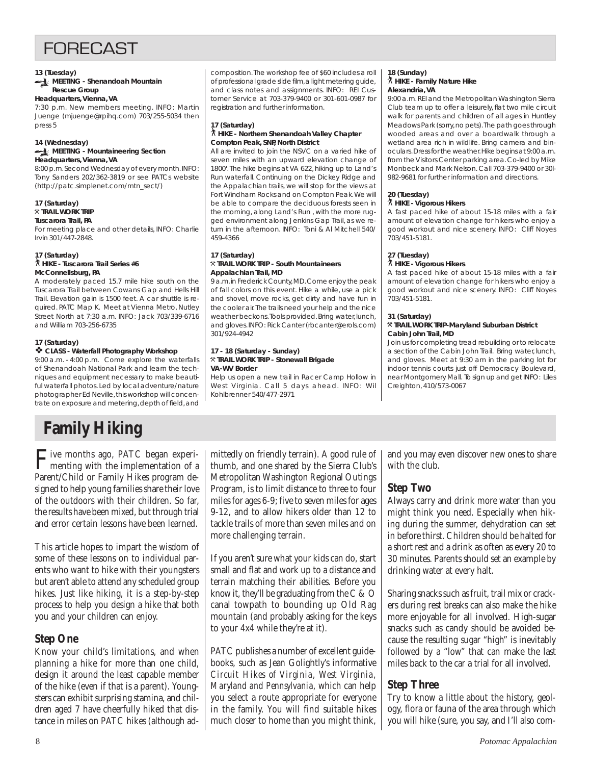# FORECAST

**13 (Tuesday)**
**MEETING - Shenandoah Mountain Rescue Group**
**Headquarters, Vienna, VA**
7:30 p.m. New members meeting. INFO: Martin Juenge (mjuenge@rpihq.com) 703/255-5034 then press 5

**14 (Wednesday)**
**MEETING - Mountaineering Section**
**Headquarters, Vienna, VA**
8:00 p.m. Second Wednesday of every month. INFO: Tony Sanders 202/362-3819 or see PATCs website (http://patc.simplenet.com/mtn_sect/)

**17 (Saturday)**
**TRAIL WORK TRIP**
**Tuscarora Trail, PA**
For meeting place and other details, INFO: Charlie Irvin 301/447-2848.

**17 (Saturday)**
**HIKE - Tuscarora Trail Series #6**
**McConnellsburg, PA**
A moderately paced 15.7 mile hike south on the Tuscarora Trail between Cowans Gap and Hells Hill Trail. Elevation gain is 1500 feet. A car shuttle is required. PATC Map K. Meet at Vienna Metro, Nutley Street North at 7:30 a.m. INFO: Jack 703/339-6716 and William 703-256-6735

**17 (Saturday)**
**CLASS - Waterfall Photography Workshop**
9:00 a.m. - 4:00 p.m. Come explore the waterfalls of Shenandoah National Park and learn the techniques and equipment necessary to make beautiful waterfall photos. Led by local adventure/nature photographer Ed Neville, this workshop will concentrate on exposure and metering, depth of field, and composition. The workshop fee of $60 includes a roll of professional grade slide film, a light metering guide, and class notes and assignments. INFO: REI Customer Service at 703-379-9400 or 301-601-0987 for registration and further information.

**17 (Saturday)**
**HIKE - Northern Shenandoah Valley Chapter**
**Compton Peak, SNP, North District**
All are invited to join the NSVC on a varied hike of seven miles with an upward elevation change of 1800'. The hike begins at VA 622, hiking up to Land's Run waterfall. Continuing on the Dickey Ridge and the Appalachian trails, we will stop for the views at Fort Windham Rocks and on Compton Peak. We will be able to compare the deciduous forests seen in the morning, along Land's Run , with the more rugged environment along Jenkins Gap Trail, as we return in the afternoon. INFO: Toni & Al Mitchell 540/459-4366

**17 (Saturday)**
**TRAIL WORK TRIP - South Mountaineers**
**Appalachian Trail, MD**
9 a.m. in Frederick County, MD. Come enjoy the peak of fall colors on this event. Hike a while, use a pick and shovel, move rocks, get dirty and have fun in the cooler air. The trails need your help and the nice weather beckons. Tools provided. Bring water, lunch, and gloves. INFO: Rick Canter (rbcanter@erols.com) 301/924-4942

**17 - 18 (Saturday - Sunday)**
**TRAIL WORK TRIP - Stonewall Brigade**
**VA-WV Border**
Help us open a new trail in Racer Camp Hollow in West Virginia. Call 5 days ahead. INFO: Wil Kohlbrenner 540/477-2971

**18 (Sunday)**
**HIKE - Family Nature Hike**
**Alexandria, VA**
9:00 a.m. REI and the Metropolitan Washington Sierra Club team up to offer a leisurely, flat two mile circuit walk for parents and children of all ages in Huntley Meadows Park (sorry, no pets). The path goes through wooded areas and over a boardwalk through a wetland area rich in wildlife. Bring camera and binoculars. Dress for the weather. Hike begins at 9:00 a.m. from the Visitors Center parking area. Co-led by Mike Monbeck and Mark Nelson. Call 703-379-9400 or 30l-982-9681 for further information and directions.

**20 (Tuesday)**
**HIKE - Vigorous Hikers**
A fast paced hike of about 15-18 miles with a fair amount of elevation change for hikers who enjoy a good workout and nice scenery. INFO: Cliff Noyes 703/451-5181.

**27 (Tuesday)**
**HIKE - Vigorous Hikers**
A fast paced hike of about 15-18 miles with a fair amount of elevation change for hikers who enjoy a good workout and nice scenery. INFO: Cliff Noyes 703/451-5181.

**31 (Saturday)**
**TRAIL WORK TRIP-Maryland Suburban District**
**Cabin John Trail, MD**
Join us for completing tread rebuilding or to relocate a section of the Cabin John Trail. Bring water, lunch, and gloves. Meet at 9:30 am in the parking lot for indoor tennis courts just off Democracy Boulevard, near Montgomery Mall. To sign up and get INFO: Liles Creighton, 410/573-0067

# Family Hiking

Five months ago, PATC began experimenting with the implementation of a Parent/Child or Family Hikes program designed to help young families share their love of the outdoors with their children. So far, the results have been mixed, but through trial and error certain lessons have been learned.

This article hopes to impart the wisdom of some of these lessons on to individual parents who want to hike with their youngsters but aren't able to attend any scheduled group hikes. Just like hiking, it is a step-by-step process to help you design a hike that both you and your children can enjoy.

## Step One

Know your child's limitations, and when planning a hike for more than one child, design it around the least capable member of the hike (even if that is a parent). Youngsters can exhibit surprising stamina, and children aged 7 have cheerfully hiked that distance in miles on PATC hikes (although admittedly on friendly terrain). A good rule of thumb, and one shared by the Sierra Club's Metropolitan Washington Regional Outings Program, is to limit distance to three to four miles for ages 6-9; five to seven miles for ages 9-12, and to allow hikers older than 12 to tackle trails of more than seven miles and on more challenging terrain.

If you aren't sure what your kids can do, start small and flat and work up to a distance and terrain matching their abilities. Before you know it, they'll be graduating from the C & O canal towpath to bounding up Old Rag mountain (and probably asking for the keys to your 4x4 while they're at it).

PATC publishes a number of excellent guidebooks, such as Jean Golightly's informative *Circuit Hikes of Virginia, West Virginia, Maryland and Pennsylvania*, which can help you select a route appropriate for everyone in the family. You will find suitable hikes much closer to home than you might think, and you may even discover new ones to share with the club.

## Step Two

Always carry and drink more water than you might think you need. Especially when hiking during the summer, dehydration can set in before thirst. Children should be halted for a short rest and a drink as often as every 20 to 30 minutes. Parents should set an example by drinking water at every halt.

Sharing snacks such as fruit, trail mix or crackers during rest breaks can also make the hike more enjoyable for all involved. High-sugar snacks such as candy should be avoided because the resulting sugar "high" is inevitably followed by a "low" that can make the last miles back to the car a trial for all involved.

## Step Three

Try to know a little about the history, geology, flora or fauna of the area through which you will hike (sure, you say, and I'll also com-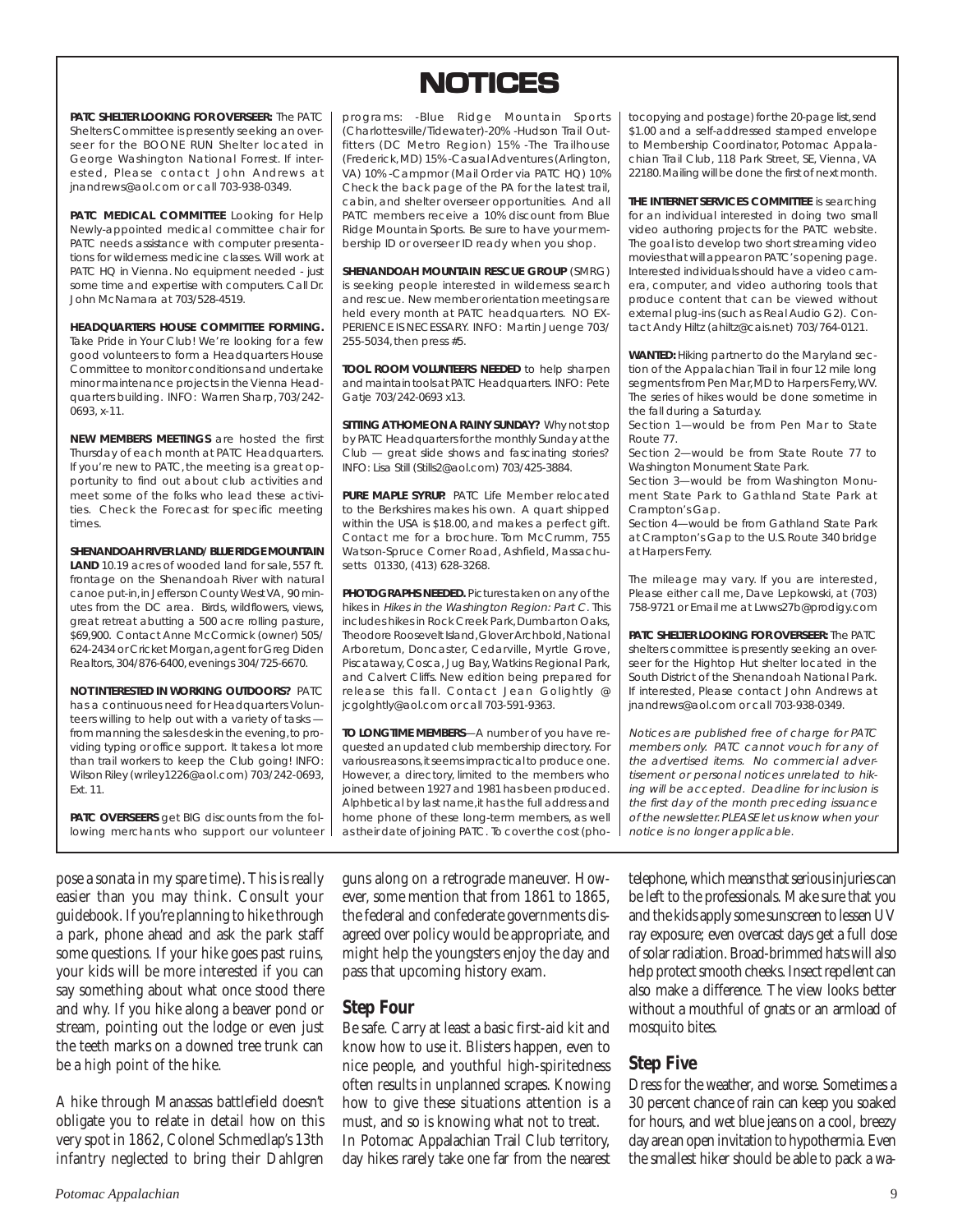# NOTICES

**PATC SHELTER LOOKING FOR OVERSEER:** The PATC Shelters Committee is presently seeking an overseer for the BOONE RUN Shelter located in George Washington National Forrest. If interested, Please contact John Andrews at jnandrews@aol.com or call 703-938-0349.

**PATC MEDICAL COMMITTEE** Looking for Help Newly-appointed medical committee chair for PATC needs assistance with computer presentations for wilderness medicine classes. Will work at PATC HQ in Vienna. No equipment needed - just some time and expertise with computers. Call Dr. John McNamara at 703/528-4519.

**HEADQUARTERS HOUSE COMMITTEE FORMING.** Take Pride in Your Club! We're looking for a few good volunteers to form a Headquarters House Committee to monitor conditions and undertake minor maintenance projects in the Vienna Headquarters building. INFO: Warren Sharp, 703/242-0693, x-11.

**NEW MEMBERS MEETINGS** are hosted the first Thursday of each month at PATC Headquarters. If you're new to PATC, the meeting is a great opportunity to find out about club activities and meet some of the folks who lead these activities. Check the Forecast for specific meeting times.

**SHENANDOAH RIVER LAND/ BLUE RIDGE MOUNTAIN LAND** 10.19 acres of wooded land for sale, 557 ft. frontage on the Shenandoah River with natural canoe put-in, in Jefferson County West VA, 90 minutes from the DC area. Birds, wildflowers, views, great retreat abutting a 500 acre rolling pasture, $69,900. Contact Anne McCormick (owner) 505/624-2434 or Cricket Morgan, agent for Greg Diden Realtors, 304/876-6400, evenings 304/725-6670.

**NOT INTERESTED IN WORKING OUTDOORS?** PATC has a continuous need for Headquarters Volunteers willing to help out with a variety of tasks — from manning the sales desk in the evening, to providing typing or office support. It takes a lot more than trail workers to keep the Club going! INFO: Wilson Riley (wriley1226@aol.com) 703/242-0693, Ext. 11.

**PATC OVERSEERS** get BIG discounts from the following merchants who support our volunteer programs: -Blue Ridge Mountain Sports (Charlottesville/Tidewater)-20% -Hudson Trail Outfitters (DC Metro Region) 15% -The Trailhouse (Frederick, MD) 15% -Casual Adventures (Arlington, VA) 10% -Campmor (Mail Order via PATC HQ) 10% Check the back page of the PA for the latest trail, cabin, and shelter overseer opportunities. And all PATC members receive a 10% discount from Blue Ridge Mountain Sports. Be sure to have your membership ID or overseer ID ready when you shop.

**SHENANDOAH MOUNTAIN RESCUE GROUP** (SMRG) is seeking people interested in wilderness search and rescue. New member orientation meetings are held every month at PATC headquarters. NO EXPERIENCE IS NECESSARY. INFO: Martin Juenge 703/255-5034, then press #5.

**TOOL ROOM VOLUNTEERS NEEDED** to help sharpen and maintain tools at PATC Headquarters. INFO: Pete Gatje 703/242-0693 x13.

**SITTING AT HOME ON A RAINY SUNDAY?** Why not stop by PATC Headquarters for the monthly Sunday at the Club — great slide shows and fascinating stories? INFO: Lisa Still (Stills2@aol.com) 703/425-3884.

**PURE MAPLE SYRUP.** PATC Life Member relocated to the Berkshires makes his own. A quart shipped within the USA is $18.00, and makes a perfect gift. Contact me for a brochure. Tom McCrumm, 755 Watson-Spruce Corner Road, Ashfield, Massachusetts 01330, (413) 628-3268.

**PHOTOGRAPHS NEEDED.** Pictures taken on any of the hikes in *Hikes in the Washington Region: Part C*. This includes hikes in Rock Creek Park, Dumbarton Oaks, Theodore Roosevelt Island, Glover Archbold, National Arboretum, Doncaster, Cedarville, Myrtle Grove, Piscataway, Cosca, Jug Bay, Watkins Regional Park, and Calvert Cliffs. New edition being prepared for release this fall. Contact Jean Golightly @ jcgolghtly@aol.com or call 703-591-9363.

**TO LONG TIME MEMBERS**—A number of you have requested an updated club membership directory. For various reasons, it seems impractical to produce one. However, a directory, limited to the members who joined between 1927 and 1981 has been produced. Alphbetical by last name, it has the full address and home phone of these long-term members, as well as their date of joining PATC. To cover the cost (photocopying and postage) for the 20-page list, send $1.00 and a self-addressed stamped envelope to Membership Coordinator, Potomac Appalachian Trail Club, 118 Park Street, SE, Vienna, VA 22180. Mailing will be done the first of next month.

**THE INTERNET SERVICES COMMITTEE** is searching for an individual interested in doing two small video authoring projects for the PATC website. The goal is to develop two short streaming video movies that will appear on PATC's opening page. Interested individuals should have a video camera, computer, and video authoring tools that produce content that can be viewed without external plug-ins (such as Real Audio G2). Contact Andy Hiltz (ahiltz@cais.net) 703/764-0121.

**WANTED:** Hiking partner to do the Maryland section of the Appalachian Trail in four 12 mile long segments from Pen Mar, MD to Harpers Ferry, WV. The series of hikes would be done sometime in the fall during a Saturday.

Section 1—would be from Pen Mar to State Route 77.

Section 2—would be from State Route 77 to Washington Monument State Park.

Section 3—would be from Washington Monument State Park to Gathland State Park at Crampton's Gap.

Section 4—would be from Gathland State Park at Crampton's Gap to the U.S. Route 340 bridge at Harpers Ferry.

The mileage may vary. If you are interested, Please either call me, Dave Lepkowski, at (703) 758-9721 or Email me at Lwws27b@prodigy.com

**PATC SHELTER LOOKING FOR OVERSEER:** The PATC shelters committee is presently seeking an overseer for the Hightop Hut shelter located in the South District of the Shenandoah National Park. If interested, Please contact John Andrews at jnandrews@aol.com or call 703-938-0349.

*Notices are published free of charge for PATC members only. PATC cannot vouch for any of the advertised items. No commercial advertisement or personal notices unrelated to hiking will be accepted. Deadline for inclusion is the first day of the month preceding issuance of the newsletter. PLEASE let us know when your notice is no longer applicable.*

pose a sonata in my spare time). This is really easier than you may think. Consult your guidebook. If you're planning to hike through a park, phone ahead and ask the park staff some questions. If your hike goes past ruins, your kids will be more interested if you can say something about what once stood there and why. If you hike along a beaver pond or stream, pointing out the lodge or even just the teeth marks on a downed tree trunk can be a high point of the hike.

A hike through Manassas battlefield doesn't obligate you to relate in detail how on this very spot in 1862, Colonel Schmedlap's 13th infantry neglected to bring their Dahlgren guns along on a retrograde maneuver. However, some mention that from 1861 to 1865, the federal and confederate governments disagreed over policy would be appropriate, and might help the youngsters enjoy the day and pass that upcoming history exam.

## Step Four

Be safe. Carry at least a basic first-aid kit and know how to use it. Blisters happen, even to nice people, and youthful high-spiritedness often results in unplanned scrapes. Knowing how to give these situations attention is a must, and so is knowing what not to treat.

In Potomac Appalachian Trail Club territory, day hikes rarely take one far from the nearest telephone, which means that serious injuries can be left to the professionals. Make sure that you and the kids apply some sunscreen to lessen UV ray exposure; even overcast days get a full dose of solar radiation. Broad-brimmed hats will also help protect smooth cheeks. Insect repellent can also make a difference. The view looks better without a mouthful of gnats or an armload of mosquito bites.

## Step Five

Dress for the weather, and worse. Sometimes a 30 percent chance of rain can keep you soaked for hours, and wet blue jeans on a cool, breezy day are an open invitation to hypothermia. Even the smallest hiker should be able to pack a wa-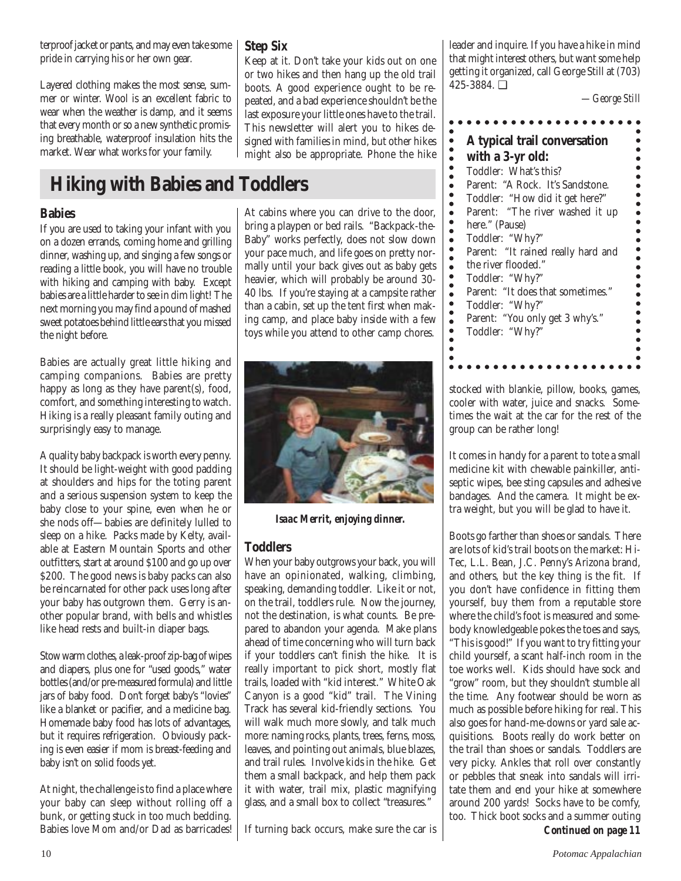terproof jacket or pants, and may even take some pride in carrying his or her own gear.

Layered clothing makes the most sense, summer or winter. Wool is an excellent fabric to wear when the weather is damp, and it seems that every month or so a new synthetic promising breathable, waterproof insulation hits the market. Wear what works for your family.

### Step Six

Keep at it. Don't take your kids out on one or two hikes and then hang up the old trail boots. A good experience ought to be repeated, and a bad experience shouldn't be the last exposure your little ones have to the trail. This newsletter will alert you to hikes designed with families in mind, but other hikes might also be appropriate. Phone the hike leader and inquire. If you have a hike in mind that might interest others, but want some help getting it organized, call George Still at (703) 425-3884. ❑

*—George Still*

**A typical trail conversation with a 3-yr old:**

Toddler: What's this?
Parent: "A Rock. It's Sandstone.
Toddler: "How did it get here?"
Parent: "The river washed it up here." (Pause)
Toddler: "Why?"
Parent: "It rained really hard and the river flooded."
Toddler: "Why?"
Parent: "It does that sometimes."
Toddler: "Why?"
Parent: "You only get 3 why's."
Toddler: "Why?"

## Hiking with Babies and Toddlers

### Babies

If you are used to taking your infant with you on a dozen errands, coming home and grilling dinner, washing up, and singing a few songs or reading a little book, you will have no trouble with hiking and camping with baby. Except babies are a little harder to see in dim light! The next morning you may find a pound of mashed sweet potatoes behind little ears that you missed the night before.

Babies are actually great little hiking and camping companions. Babies are pretty happy as long as they have parent(s), food, comfort, and something interesting to watch. Hiking is a really pleasant family outing and surprisingly easy to manage.

A quality baby backpack is worth every penny. It should be light-weight with good padding at shoulders and hips for the toting parent and a serious suspension system to keep the baby close to your spine, even when he or she nods off—babies are definitely lulled to sleep on a hike. Packs made by Kelty, available at Eastern Mountain Sports and other outfitters, start at around $100 and go up over $200. The good news is baby packs can also be reincarnated for other pack uses long after your baby has outgrown them. Gerry is another popular brand, with bells and whistles like head rests and built-in diaper bags.

Stow warm clothes, a leak-proof zip-bag of wipes and diapers, plus one for "used goods," water bottles (and/or pre-measured formula) and little jars of baby food. Don't forget baby's "lovies" like a blanket or pacifier, and a medicine bag. Homemade baby food has lots of advantages, but it requires refrigeration. Obviously packing is even easier if mom is breast-feeding and baby isn't on solid foods yet.

At night, the challenge is to find a place where your baby can sleep without rolling off a bunk, or getting stuck in too much bedding. Babies love Mom and/or Dad as barricades! At cabins where you can drive to the door, bring a playpen or bed rails. "Backpack-the-Baby" works perfectly, does not slow down your pace much, and life goes on pretty normally until your back gives out as baby gets heavier, which will probably be around 30-40 lbs. If you're staying at a campsite rather than a cabin, set up the tent first when making camp, and place baby inside with a few toys while you attend to other camp chores.

*Isaac Merrit, enjoying dinner.*

### Toddlers

When your baby outgrows your back, you will have an opinionated, walking, climbing, speaking, demanding toddler. Like it or not, on the trail, toddlers rule. Now the journey, not the destination, is what counts. Be prepared to abandon your agenda. Make plans ahead of time concerning who will turn back if your toddlers can't finish the hike. It is really important to pick short, mostly flat trails, loaded with "kid interest." White Oak Canyon is a good "kid" trail. The Vining Track has several kid-friendly sections. You will walk much more slowly, and talk much more: naming rocks, plants, trees, ferns, moss, leaves, and pointing out animals, blue blazes, and trail rules. Involve kids in the hike. Get them a small backpack, and help them pack it with water, trail mix, plastic magnifying glass, and a small box to collect "treasures."

If turning back occurs, make sure the car is stocked with blankie, pillow, books, games, cooler with water, juice and snacks. Sometimes the wait at the car for the rest of the group can be rather long!

It comes in handy for a parent to tote a small medicine kit with chewable painkiller, antiseptic wipes, bee sting capsules and adhesive bandages. And the camera. It might be extra weight, but you will be glad to have it.

Boots go farther than shoes or sandals. There are lots of kid's trail boots on the market: Hi-Tec, L.L. Bean, J.C. Penny's Arizona brand, and others, but the key thing is the fit. If you don't have confidence in fitting them yourself, buy them from a reputable store where the child's foot is measured and somebody knowledgeable pokes the toes and says, "This is good!" If you want to try fitting your child yourself, a scant half-inch room in the toe works well. Kids should have sock and "grow" room, but they shouldn't stumble all the time. Any footwear should be worn as much as possible before hiking for real. This also goes for hand-me-downs or yard sale acquisitions. Boots really do work better on the trail than shoes or sandals. Toddlers are very picky. Ankles that roll over constantly or pebbles that sneak into sandals will irritate them and end your hike at somewhere around 200 yards! Socks have to be comfy, too. Thick boot socks and a summer outing

***Continued on page 11***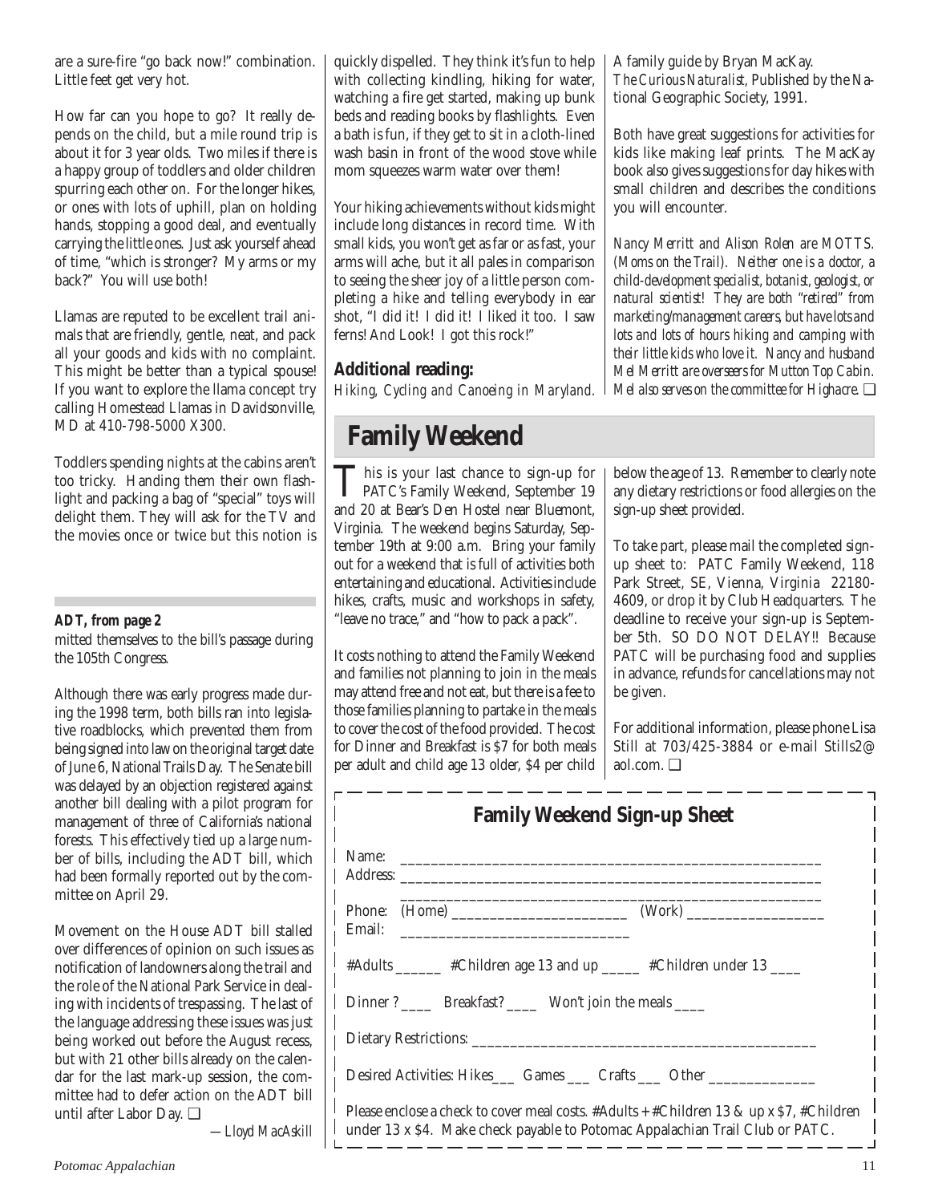are a sure-fire "go back now!" combination. Little feet get very hot.

How far can you hope to go? It really depends on the child, but a mile round trip is about it for 3 year olds. Two miles if there is a happy group of toddlers and older children spurring each other on. For the longer hikes, or ones with lots of uphill, plan on holding hands, stopping a good deal, and eventually carrying the little ones. Just ask yourself ahead of time, "which is stronger? My arms or my back?" You will use both!

Llamas are reputed to be excellent trail animals that are friendly, gentle, neat, and pack all your goods and kids with no complaint. This might be better than a typical spouse! If you want to explore the llama concept try calling Homestead Llamas in Davidsonville, MD at 410-798-5000 X300.

Toddlers spending nights at the cabins aren't too tricky. Handing them their own flashlight and packing a bag of "special" toys will delight them. They will ask for the TV and the movies once or twice but this notion is quickly dispelled. They think it's fun to help with collecting kindling, hiking for water, watching a fire get started, making up bunk beds and reading books by flashlights. Even a bath is fun, if they get to sit in a cloth-lined wash basin in front of the wood stove while mom squeezes warm water over them!

Your hiking achievements without kids might include long distances in record time. With small kids, you won't get as far or as fast, your arms will ache, but it all pales in comparison to seeing the sheer joy of a little person completing a hike and telling everybody in ear shot, "I did it! I did it! I liked it too. I saw ferns! And Look! I got this rock!"

**Additional reading:**

*Hiking, Cycling and Canoeing in Maryland.* A family guide by Bryan MacKay.

*The Curious Naturalist*, Published by the National Geographic Society, 1991.

Both have great suggestions for activities for kids like making leaf prints. The MacKay book also gives suggestions for day hikes with small children and describes the conditions you will encounter.

*Nancy Merritt and Alison Rolen are MOTTS. (Moms on the Trail). Neither one is a doctor, a child-development specialist, botanist, geologist, or natural scientist! They are both "retired" from marketing/management careers, but have lots and lots and lots of hours hiking and camping with their little kids who love it. Nancy and husband Mel Merritt are overseers for Mutton Top Cabin. Mel also serves on the committee for Highacre.* ❑

**ADT, from page 2**

mitted themselves to the bill's passage during the 105th Congress.

Although there was early progress made during the 1998 term, both bills ran into legislative roadblocks, which prevented them from being signed into law on the original target date of June 6, National Trails Day. The Senate bill was delayed by an objection registered against another bill dealing with a pilot program for management of three of California's national forests. This effectively tied up a large number of bills, including the ADT bill, which had been formally reported out by the committee on April 29.

Movement on the House ADT bill stalled over differences of opinion on such issues as notification of landowners along the trail and the role of the National Park Service in dealing with incidents of trespassing. The last of the language addressing these issues was just being worked out before the August recess, but with 21 other bills already on the calendar for the last mark-up session, the committee had to defer action on the ADT bill until after Labor Day. ❑

*—Lloyd MacAskill*

# Family Weekend

This is your last chance to sign-up for PATC's Family Weekend, September 19 and 20 at Bear's Den Hostel near Bluemont, Virginia. The weekend begins Saturday, September 19th at 9:00 a.m. Bring your family out for a weekend that is full of activities both entertaining and educational. Activities include hikes, crafts, music and workshops in safety, "leave no trace," and "how to pack a pack".

It costs nothing to attend the Family Weekend and families not planning to join in the meals may attend free and not eat, but there is a fee to those families planning to partake in the meals to cover the cost of the food provided. The cost for Dinner and Breakfast is $7 for both meals per adult and child age 13 older, $4 per child below the age of 13. Remember to clearly note any dietary restrictions or food allergies on the sign-up sheet provided.

To take part, please mail the completed sign-up sheet to: PATC Family Weekend, 118 Park Street, SE, Vienna, Virginia 22180-4609, or drop it by Club Headquarters. The deadline to receive your sign-up is September 5th. SO DO NOT DELAY!! Because PATC will be purchasing food and supplies in advance, refunds for cancellations may not be given.

For additional information, please phone Lisa Still at 703/425-3884 or e-mail Stills2@aol.com. ❑

## Family Weekend Sign-up Sheet

Name: ________________________________________________

Address: ______________________________________________

_______________________________________________________

Phone: (Home) ______________________ (Work) _________________

Email: _____________________________

#Adults ______ #Children age 13 and up _____ #Children under 13 ____

Dinner ? ____ Breakfast? ____ Won't join the meals ____

Dietary Restrictions: ____________________________________________

Desired Activities: Hikes___ Games ___ Crafts ___ Other ______________

Please enclose a check to cover meal costs. #Adults + #Children 13 & up x $7, #Children under 13 x $4. Make check payable to Potomac Appalachian Trail Club or PATC.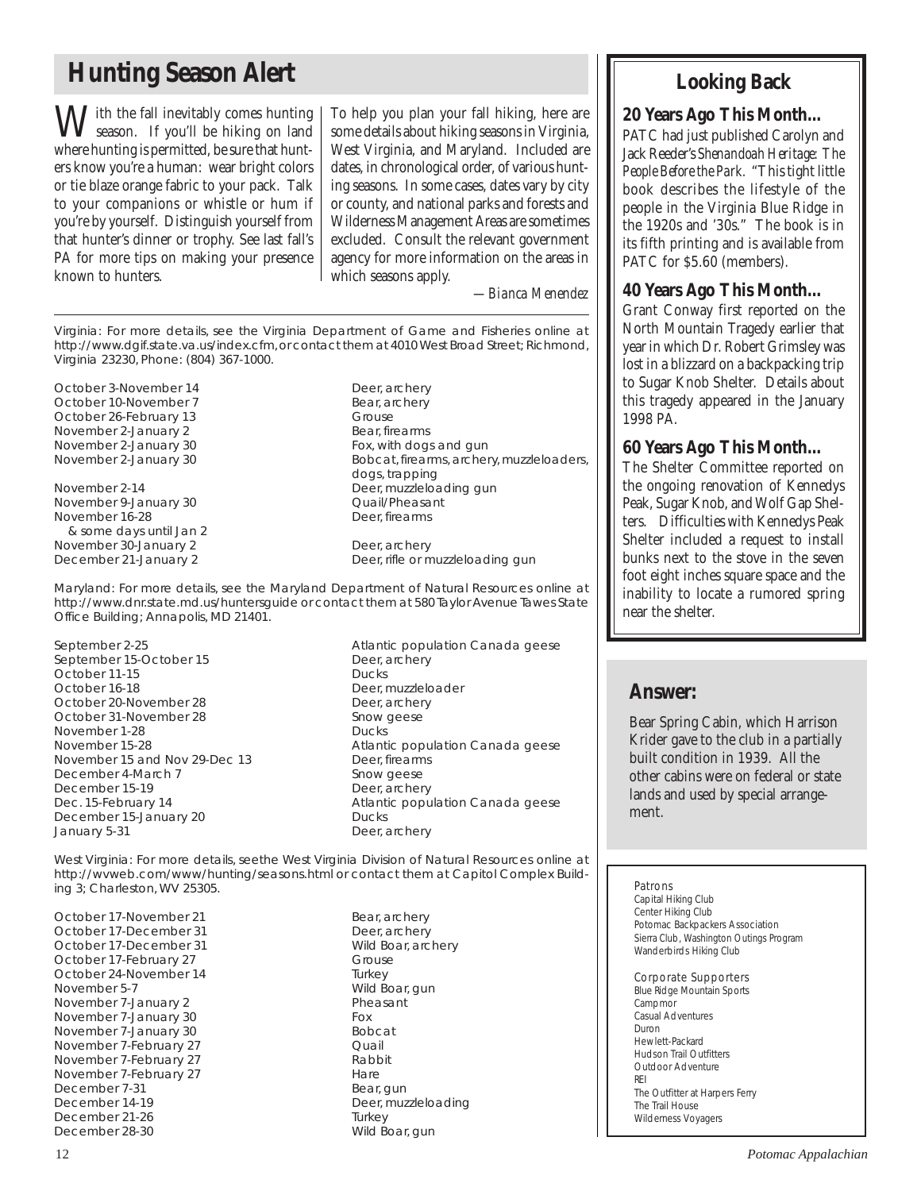## Hunting Season Alert

With the fall inevitably comes hunting season. If you'll be hiking on land where hunting is permitted, be sure that hunters know you're a human: wear bright colors or tie blaze orange fabric to your pack. Talk to your companions or whistle or hum if you're by yourself. Distinguish yourself from that hunter's dinner or trophy. See last fall's PA for more tips on making your presence known to hunters.

To help you plan your fall hiking, here are some details about hiking seasons in Virginia, West Virginia, and Maryland. Included are dates, in chronological order, of various hunting seasons. In some cases, dates vary by city or county, and national parks and forests and Wilderness Management Areas are sometimes excluded. Consult the relevant government agency for more information on the areas in which seasons apply.

*—Bianca Menendez*

Virginia: For more details, see the Virginia Department of Game and Fisheries online at http://www.dgif.state.va.us/index.cfm, or contact them at 4010 West Broad Street; Richmond, Virginia 23230, Phone: (804) 367-1000.

| | |
|---|---|
| October 3-November 14 | Deer, archery |
| October 10-November 7 | Bear, archery |
| October 26-February 13 | Grouse |
| November 2-January 2 | Bear, firearms |
| November 2-January 30 | Fox, with dogs and gun |
| November 2-January 30 | Bobcat, firearms, archery, muzzleloaders, dogs, trapping |
| November 2-14 | Deer, muzzleloading gun |
| November 9-January 30 | Quail/Pheasant |
| November 16-28 & some days until Jan 2 | Deer, firearms |
| November 30-January 2 | Deer, archery |
| December 21-January 2 | Deer, rifle or muzzleloading gun |

Maryland: For more details, see the Maryland Department of Natural Resources online at http://www.dnr.state.md.us/huntersguide or contact them at 580 Taylor Avenue Tawes State Office Building; Annapolis, MD 21401.

| | |
|---|---|
| September 2-25 | Atlantic population Canada geese |
| September 15-October 15 | Deer, archery |
| October 11-15 | Ducks |
| October 16-18 | Deer, muzzleloader |
| October 20-November 28 | Deer, archery |
| October 31-November 28 | Snow geese |
| November 1-28 | Ducks |
| November 15-28 | Atlantic population Canada geese |
| November 15 and Nov 29-Dec 13 | Deer, firearms |
| December 4-March 7 | Snow geese |
| December 15-19 | Deer, archery |
| Dec. 15-February 14 | Atlantic population Canada geese |
| December 15-January 20 | Ducks |
| January 5-31 | Deer, archery |

West Virginia: For more details, seethe West Virginia Division of Natural Resources online at http://wvweb.com/www/hunting/seasons.html or contact them at Capitol Complex Building 3; Charleston, WV 25305.

| | |
|---|---|
| October 17-November 21 | Bear, archery |
| October 17-December 31 | Deer, archery |
| October 17-December 31 | Wild Boar, archery |
| October 17-February 27 | Grouse |
| October 24-November 14 | Turkey |
| November 5-7 | Wild Boar, gun |
| November 7-January 2 | Pheasant |
| November 7-January 30 | Fox |
| November 7-January 30 | Bobcat |
| November 7-February 27 | Quail |
| November 7-February 27 | Rabbit |
| November 7-February 27 | Hare |
| December 7-31 | Bear, gun |
| December 14-19 | Deer, muzzleloading |
| December 21-26 | Turkey |
| December 28-30 | Wild Boar, gun |

## Looking Back

### 20 Years Ago This Month...

PATC had just published Carolyn and Jack Reeder's *Shenandoah Heritage: The People Before the Park*. "This tight little book describes the lifestyle of the people in the Virginia Blue Ridge in the 1920s and '30s." The book is in its fifth printing and is available from PATC for $5.60 (members).

### 40 Years Ago This Month...

Grant Conway first reported on the North Mountain Tragedy earlier that year in which Dr. Robert Grimsley was lost in a blizzard on a backpacking trip to Sugar Knob Shelter. Details about this tragedy appeared in the January 1998 PA.

### 60 Years Ago This Month...

The Shelter Committee reported on the ongoing renovation of Kennedys Peak, Sugar Knob, and Wolf Gap Shelters. Difficulties with Kennedys Peak Shelter included a request to install bunks next to the stove in the seven foot eight inches square space and the inability to locate a rumored spring near the shelter.

## Answer:

Bear Spring Cabin, which Harrison Krider gave to the club in a partially built condition in 1939. All the other cabins were on federal or state lands and used by special arrangement.

Patrons

- Capital Hiking Club
- Center Hiking Club
- Potomac Backpackers Association
- Sierra Club, Washington Outings Program
- Wanderbirds Hiking Club

Corporate Supporters

- Blue Ridge Mountain Sports
- Campmor
- Casual Adventures
- Duron
- Hewlett-Packard
- Hudson Trail Outfitters
- Outdoor Adventure
- REI
- The Outfitter at Harpers Ferry
- The Trail House
- Wilderness Voyagers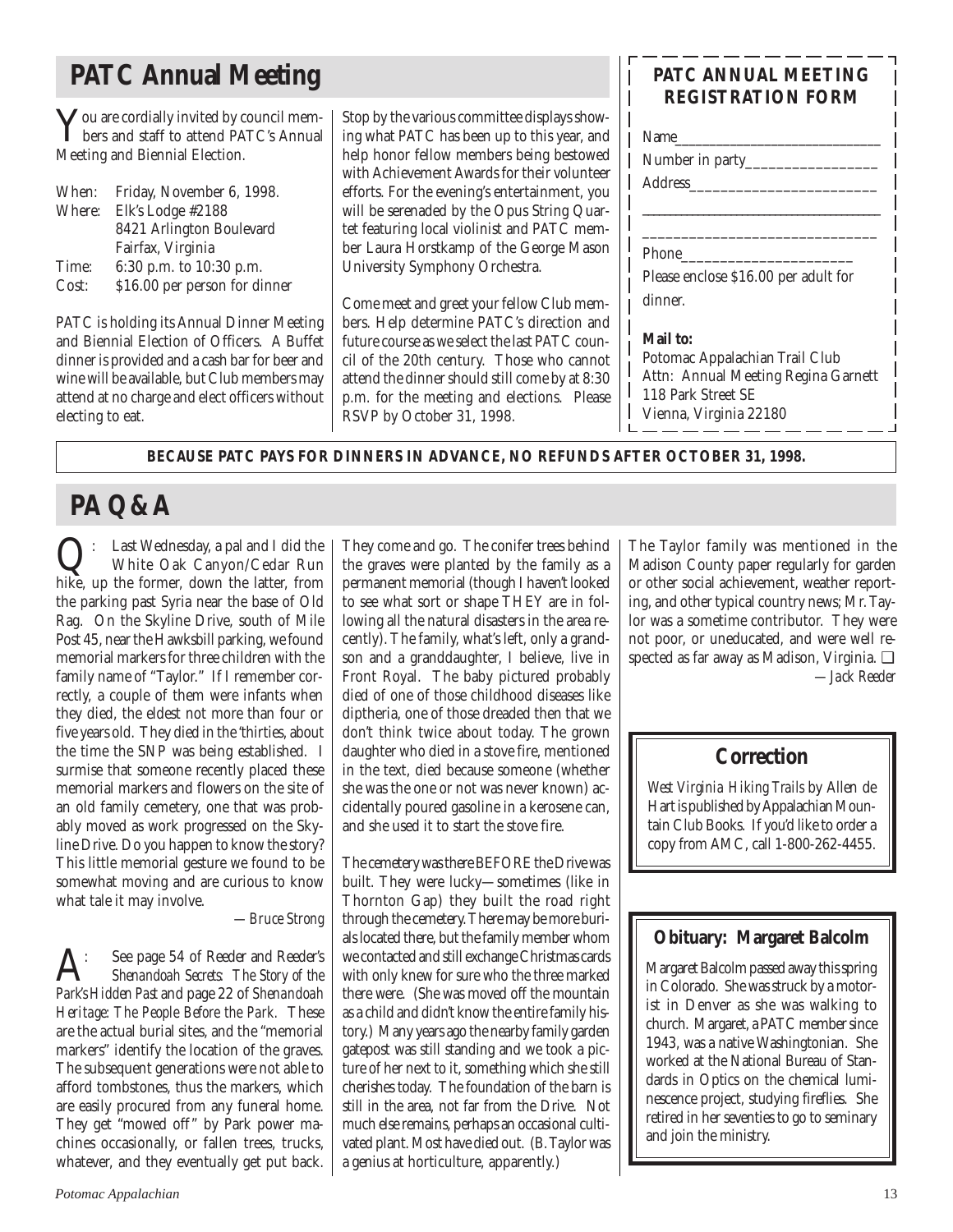## PATC Annual Meeting

You are cordially invited by council members and staff to attend PATC's Annual Meeting and Biennial Election.

When: Friday, November 6, 1998.
Where: Elk's Lodge #2188
8421 Arlington Boulevard
Fairfax, Virginia
Time: 6:30 p.m. to 10:30 p.m.
Cost: $16.00 per person for dinner

PATC is holding its Annual Dinner Meeting and Biennial Election of Officers. A Buffet dinner is provided and a cash bar for beer and wine will be available, but Club members may attend at no charge and elect officers without electing to eat.

Stop by the various committee displays showing what PATC has been up to this year, and help honor fellow members being bestowed with Achievement Awards for their volunteer efforts. For the evening's entertainment, you will be serenaded by the Opus String Quartet featuring local violinist and PATC member Laura Horstkamp of the George Mason University Symphony Orchestra.

Come meet and greet your fellow Club members. Help determine PATC's direction and future course as we select the last PATC council of the 20th century. Those who cannot attend the dinner should still come by at 8:30 p.m. for the meeting and elections. Please RSVP by October 31, 1998.

### PATC ANNUAL MEETING REGISTRATION FORM

Name_______________________________

Number in party_________________

Address________________________

_______________________________

_______________________________

Phone_____________________

Please enclose $16.00 per adult for dinner.

**Mail to:**
Potomac Appalachian Trail Club
Attn: Annual Meeting Regina Garnett
118 Park Street SE
Vienna, Virginia 22180

**BECAUSE PATC PAYS FOR DINNERS IN ADVANCE, NO REFUNDS AFTER OCTOBER 31, 1998.**

## PA Q&A

Q: Last Wednesday, a pal and I did the White Oak Canyon/Cedar Run hike, up the former, down the latter, from the parking past Syria near the base of Old Rag. On the Skyline Drive, south of Mile Post 45, near the Hawksbill parking, we found memorial markers for three children with the family name of "Taylor." If I remember correctly, a couple of them were infants when they died, the eldest not more than four or five years old. They died in the 'thirties, about the time the SNP was being established. I surmise that someone recently placed these memorial markers and flowers on the site of an old family cemetery, one that was probably moved as work progressed on the Skyline Drive. Do you happen to know the story? This little memorial gesture we found to be somewhat moving and are curious to know what tale it may involve.

*—Bruce Strong*

A: See page 54 of Reeder and Reeder's *Shenandoah Secrets: The Story of the Park's Hidden Past* and page 22 of *Shenandoah Heritage: The People Before the Park*. These are the actual burial sites, and the "memorial markers" identify the location of the graves. The subsequent generations were not able to afford tombstones, thus the markers, which are easily procured from any funeral home. They get "mowed off" by Park power machines occasionally, or fallen trees, trucks, whatever, and they eventually get put back. They come and go. The conifer trees behind the graves were planted by the family as a permanent memorial (though I haven't looked to see what sort or shape THEY are in following all the natural disasters in the area recently). The family, what's left, only a grandson and a granddaughter, I believe, live in Front Royal. The baby pictured probably died of one of those childhood diseases like diptheria, one of those dreaded then that we don't think twice about today. The grown daughter who died in a stove fire, mentioned in the text, died because someone (whether she was the one or not was never known) accidentally poured gasoline in a kerosene can, and she used it to start the stove fire.

The cemetery was there BEFORE the Drive was built. They were lucky—sometimes (like in Thornton Gap) they built the road right through the cemetery. There may be more burials located there, but the family member whom we contacted and still exchange Christmas cards with only knew for sure who the three marked there were. (She was moved off the mountain as a child and didn't know the entire family history.) Many years ago the nearby family garden gatepost was still standing and we took a picture of her next to it, something which she still cherishes today. The foundation of the barn is still in the area, not far from the Drive. Not much else remains, perhaps an occasional cultivated plant. Most have died out. (B. Taylor was a genius at horticulture, apparently.)

The Taylor family was mentioned in the Madison County paper regularly for garden or other social achievement, weather reporting, and other typical country news; Mr. Taylor was a sometime contributor. They were not poor, or uneducated, and were well respected as far away as Madison, Virginia. ❑

*—Jack Reeder*

### Correction

*West Virginia Hiking Trails* by Allen de Hart is published by Appalachian Mountain Club Books. If you'd like to order a copy from AMC, call 1-800-262-4455.

### Obituary: Margaret Balcolm

Margaret Balcolm passed away this spring in Colorado. She was struck by a motorist in Denver as she was walking to church. Margaret, a PATC member since 1943, was a native Washingtonian. She worked at the National Bureau of Standards in Optics on the chemical luminescence project, studying fireflies. She retired in her seventies to go to seminary and join the ministry.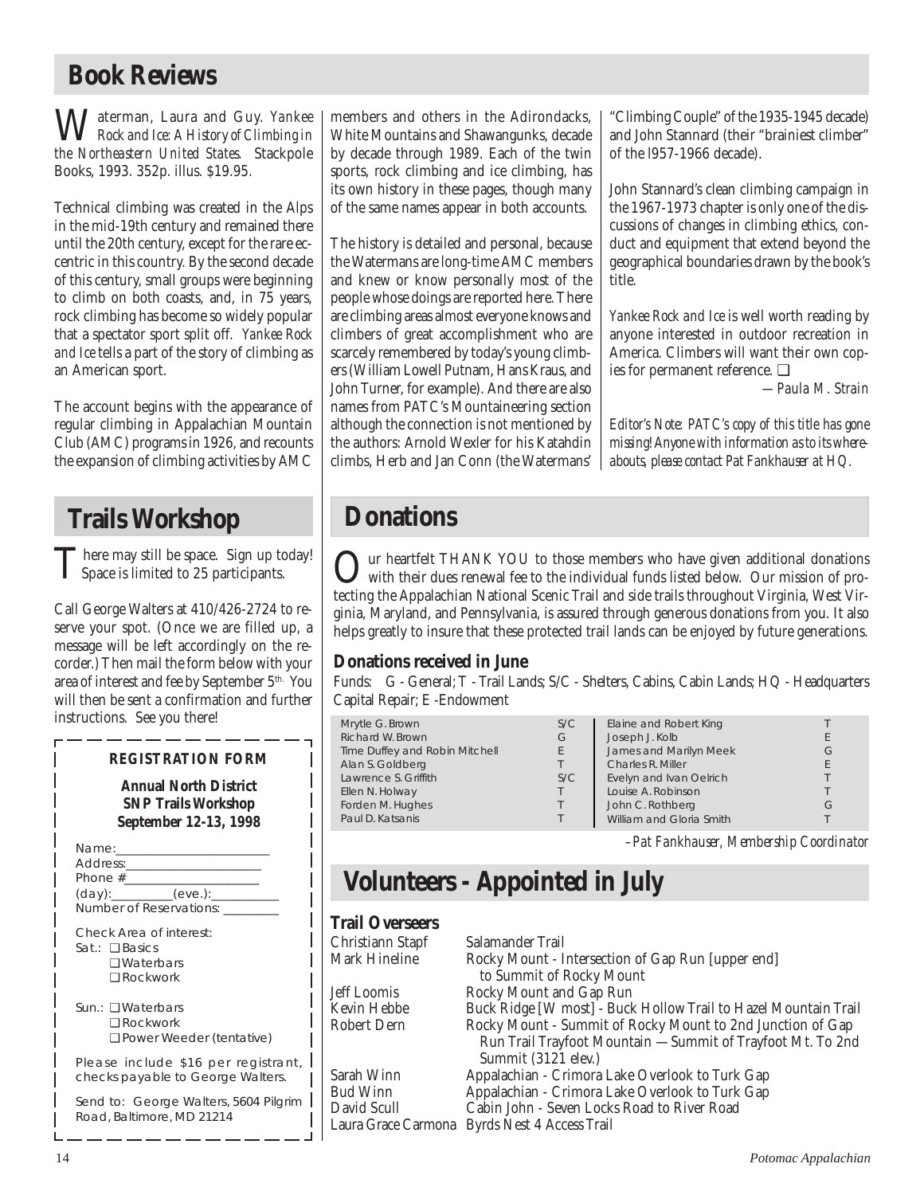## Book Reviews

Waterman, Laura and Guy. *Yankee Rock and Ice: A History of Climbing in the Northeastern United States.* Stackpole Books, 1993. 352p. illus. $19.95.

Technical climbing was created in the Alps in the mid-19th century and remained there until the 20th century, except for the rare eccentric in this country. By the second decade of this century, small groups were beginning to climb on both coasts, and, in 75 years, rock climbing has become so widely popular that a spectator sport split off. *Yankee Rock and Ice* tells a part of the story of climbing as an American sport.

The account begins with the appearance of regular climbing in Appalachian Mountain Club (AMC) programs in 1926, and recounts the expansion of climbing activities by AMC members and others in the Adirondacks, White Mountains and Shawangunks, decade by decade through 1989. Each of the twin sports, rock climbing and ice climbing, has its own history in these pages, though many of the same names appear in both accounts.

The history is detailed and personal, because the Watermans are long-time AMC members and knew or know personally most of the people whose doings are reported here. There are climbing areas almost everyone knows and climbers of great accomplishment who are scarcely remembered by today's young climbers (William Lowell Putnam, Hans Kraus, and John Turner, for example). And there are also names from PATC's Mountaineering section although the connection is not mentioned by the authors: Arnold Wexler for his Katahdin climbs, Herb and Jan Conn (the Watermans' "Climbing Couple" of the 1935-1945 decade) and John Stannard (their "brainiest climber" of the l957-1966 decade).

John Stannard's clean climbing campaign in the 1967-1973 chapter is only one of the discussions of changes in climbing ethics, conduct and equipment that extend beyond the geographical boundaries drawn by the book's title.

*Yankee Rock and Ice* is well worth reading by anyone interested in outdoor recreation in America. Climbers will want their own copies for permanent reference. ❑

*—Paula M. Strain*

*Editor's Note: PATC's copy of this title has gone missing! Anyone with information as to its whereabouts, please contact Pat Fankhauser at HQ.*

## Trails Workshop

There may still be space. Sign up today! Space is limited to 25 participants.

Call George Walters at 410/426-2724 to reserve your spot. (Once we are filled up, a message will be left accordingly on the recorder.) Then mail the form below with your area of interest and fee by September 5th. You will then be sent a confirmation and further instructions. See you there!

**REGISTRATION FORM**

**Annual North District SNP Trails Workshop September 12-13, 1998**

Name:______________________
Address:____________________
Phone #____________________
(day):__________(eve.):__________
Number of Reservations: ________

Check Area of interest:

Sat.: ❑ Basics
❑ Waterbars
❑ Rockwork

Sun.: ❑ Waterbars
❑ Rockwork
❑ Power Weeder (tentative)

Please include $16 per registrant, checks payable to George Walters.

Send to: George Walters, 5604 Pilgrim Road, Baltimore, MD 21214

## Donations

Our heartfelt THANK YOU to those members who have given additional donations with their dues renewal fee to the individual funds listed below. Our mission of protecting the Appalachian National Scenic Trail and side trails throughout Virginia, West Virginia, Maryland, and Pennsylvania, is assured through generous donations from you. It also helps greatly to insure that these protected trail lands can be enjoyed by future generations.

### Donations received in June

Funds: G - General; T - Trail Lands; S/C - Shelters, Cabins, Cabin Lands; HQ - Headquarters Capital Repair; E -Endowment

| | | | |
|---|---|---|---|
| Mrytle G. Brown | S/C | Elaine and Robert King | T |
| Richard W. Brown | G | Joseph J. Kolb | E |
| Time Duffey and Robin Mitchell | E | James and Marilyn Meek | G |
| Alan S. Goldberg | T | Charles R. Miller | E |
| Lawrence S. Griffith | S/C | Evelyn and Ivan Oelrich | T |
| Ellen N. Holway | T | Louise A. Robinson | T |
| Forden M. Hughes | T | John C. Rothberg | G |
| Paul D. Katsanis | T | William and Gloria Smith | T |

*–Pat Fankhauser, Membership Coordinator*

## Volunteers - Appointed in July

### Trail Overseers

| | |
|---|---|
| Christiann Stapf | Salamander Trail |
| Mark Hineline | Rocky Mount - Intersection of Gap Run [upper end] to Summit of Rocky Mount |
| Jeff Loomis | Rocky Mount and Gap Run |
| Kevin Hebbe | Buck Ridge [W most] - Buck Hollow Trail to Hazel Mountain Trail |
| Robert Dern | Rocky Mount - Summit of Rocky Mount to 2nd Junction of Gap Run Trail Trayfoot Mountain — Summit of Trayfoot Mt. To 2nd Summit (3121 elev.) |
| Sarah Winn | Appalachian - Crimora Lake Overlook to Turk Gap |
| Bud Winn | Appalachian - Crimora Lake Overlook to Turk Gap |
| David Scull | Cabin John - Seven Locks Road to River Road |
| Laura Grace Carmona | Byrds Nest 4 Access Trail |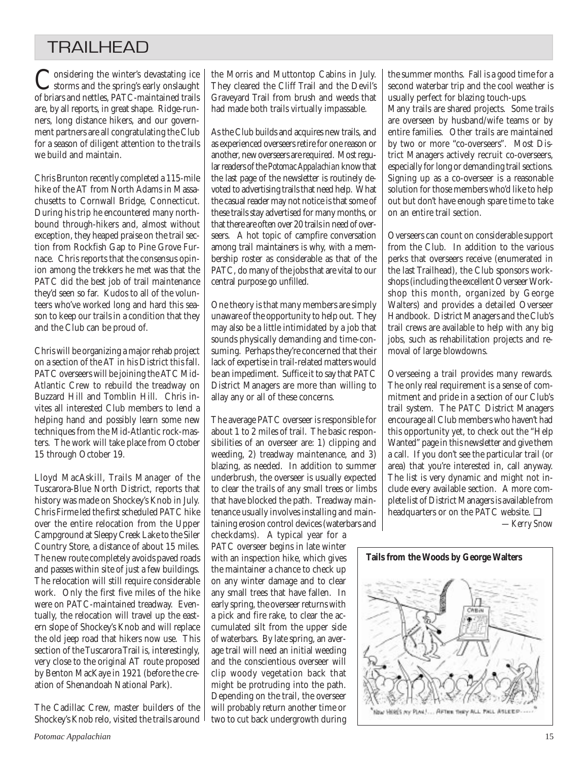# TRAILHEAD

Considering the winter's devastating ice storms and the spring's early onslaught of briars and nettles, PATC-maintained trails are, by all reports, in great shape. Ridge-runners, long distance hikers, and our government partners are all congratulating the Club for a season of diligent attention to the trails we build and maintain.

Chris Brunton recently completed a 115-mile hike of the AT from North Adams in Massachusetts to Cornwall Bridge, Connecticut. During his trip he encountered many northbound through-hikers and, almost without exception, they heaped praise on the trail section from Rockfish Gap to Pine Grove Furnace. Chris reports that the consensus opinion among the trekkers he met was that the PATC did the best job of trail maintenance they'd seen so far. Kudos to all of the volunteers who've worked long and hard this season to keep our trails in a condition that they and the Club can be proud of.

Chris will be organizing a major rehab project on a section of the AT in his District this fall. PATC overseers will be joining the ATC Mid-Atlantic Crew to rebuild the treadway on Buzzard Hill and Tomblin Hill. Chris invites all interested Club members to lend a helping hand and possibly learn some new techniques from the Mid-Atlantic rock-masters. The work will take place from October 15 through October 19.

Lloyd MacAskill, Trails Manager of the Tuscarora-Blue North District, reports that history was made on Shockey's Knob in July. Chris Firme led the first scheduled PATC hike over the entire relocation from the Upper Campground at Sleepy Creek Lake to the Siler Country Store, a distance of about 15 miles. The new route completely avoids paved roads and passes within site of just a few buildings. The relocation will still require considerable work. Only the first five miles of the hike were on PATC-maintained treadway. Eventually, the relocation will travel up the eastern slope of Shockey's Knob and will replace the old jeep road that hikers now use. This section of the Tuscarora Trail is, interestingly, very close to the original AT route proposed by Benton MacKaye in 1921 (before the creation of Shenandoah National Park).

The Cadillac Crew, master builders of the Shockey's Knob relo, visited the trails around the Morris and Muttontop Cabins in July. They cleared the Cliff Trail and the Devil's Graveyard Trail from brush and weeds that had made both trails virtually impassable.

As the Club builds and acquires new trails, and as experienced overseers retire for one reason or another, new overseers are required. Most regular readers of the *Potomac Appalachian* know that the last page of the newsletter is routinely devoted to advertising trails that need help. What the casual reader may not notice is that some of these trails stay advertised for many months, or that there are often over 20 trails in need of overseers. A hot topic of campfire conversation among trail maintainers is why, with a membership roster as considerable as that of the PATC, do many of the jobs that are vital to our central purpose go unfilled.

One theory is that many members are simply unaware of the opportunity to help out. They may also be a little intimidated by a job that sounds physically demanding and time-consuming. Perhaps they're concerned that their lack of expertise in trail-related matters would be an impediment. Suffice it to say that PATC District Managers are more than willing to allay any or all of these concerns.

The average PATC overseer is responsible for about 1 to 2 miles of trail. The basic responsibilities of an overseer are: 1) clipping and weeding, 2) treadway maintenance, and 3) blazing, as needed. In addition to summer underbrush, the overseer is usually expected to clear the trails of any small trees or limbs that have blocked the path. Treadway maintenance usually involves installing and maintaining erosion control devices (waterbars and checkdams). A typical year for a PATC overseer begins in late winter with an inspection hike, which gives the maintainer a chance to check up on any winter damage and to clear any small trees that have fallen. In early spring, the overseer returns with a pick and fire rake, to clear the accumulated silt from the upper side of waterbars. By late spring, an average trail will need an initial weeding and the conscientious overseer will clip woody vegetation back that might be protruding into the path. Depending on the trail, the overseer will probably return another time or two to cut back undergrowth during the summer months. Fall is a good time for a second waterbar trip and the cool weather is usually perfect for blazing touch-ups.

Many trails are shared projects. Some trails are overseen by husband/wife teams or by entire families. Other trails are maintained by two or more "co-overseers". Most District Managers actively recruit co-overseers, especially for long or demanding trail sections. Signing up as a co-overseer is a reasonable solution for those members who'd like to help out but don't have enough spare time to take on an entire trail section.

Overseers can count on considerable support from the Club. In addition to the various perks that overseers receive (enumerated in the last Trailhead), the Club sponsors workshops (including the excellent Overseer Workshop this month, organized by George Walters) and provides a detailed Overseer Handbook. District Managers and the Club's trail crews are available to help with any big jobs, such as rehabilitation projects and removal of large blowdowns.

Overseeing a trail provides many rewards. The only real requirement is a sense of commitment and pride in a section of our Club's trail system. The PATC District Managers encourage all Club members who haven't had this opportunity yet, to check out the "Help Wanted" page in this newsletter and give them a call. If you don't see the particular trail (or area) that you're interested in, call anyway. The list is very dynamic and might not include every available section. A more complete list of District Managers is available from headquarters or on the PATC website. ❑

*—Kerry Snow*

**Tails from the Woods by George Walters**

"Now here's my plan!... After they all fall asleep....."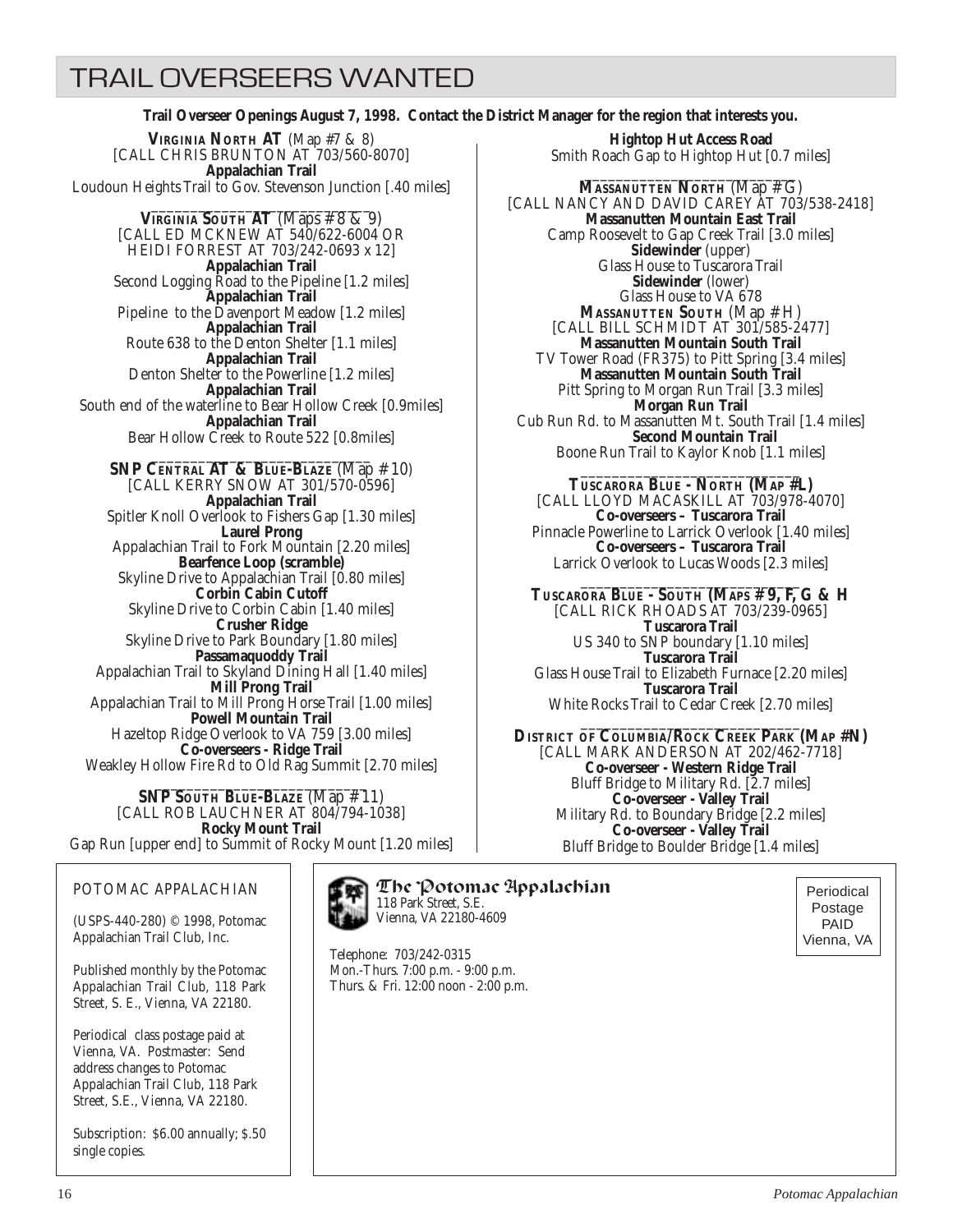# TRAIL OVERSEERS WANTED

**Trail Overseer Openings August 7, 1998. Contact the District Manager for the region that interests you.**

**VIRGINIA NORTH AT** (Map #7 & 8)
[CALL CHRIS BRUNTON AT 703/560-8070]
**Appalachian Trail**
Loudoun Heights Trail to Gov. Stevenson Junction [.40 miles]

**VIRGINIA SOUTH AT** (Maps # 8 & 9)
[CALL ED MCKNEW AT 540/622-6004 OR HEIDI FORREST AT 703/242-0693 x 12]
**Appalachian Trail**
Second Logging Road to the Pipeline [1.2 miles]
**Appalachian Trail**
Pipeline to the Davenport Meadow [1.2 miles]
**Appalachian Trail**
Route 638 to the Denton Shelter [1.1 miles]
**Appalachian Trail**
Denton Shelter to the Powerline [1.2 miles]
**Appalachian Trail**
South end of the waterline to Bear Hollow Creek [0.9miles]
**Appalachian Trail**
Bear Hollow Creek to Route 522 [0.8miles]

**SNP CENTRAL AT & BLUE-BLAZE** (Map # 10)
[CALL KERRY SNOW AT 301/570-0596]
**Appalachian Trail**
Spitler Knoll Overlook to Fishers Gap [1.30 miles]
**Laurel Prong**
Appalachian Trail to Fork Mountain [2.20 miles]
**Bearfence Loop (scramble)**
Skyline Drive to Appalachian Trail [0.80 miles]
**Corbin Cabin Cutoff**
Skyline Drive to Corbin Cabin [1.40 miles]
**Crusher Ridge**
Skyline Drive to Park Boundary [1.80 miles]
**Passamaquoddy Trail**
Appalachian Trail to Skyland Dining Hall [1.40 miles]
**Mill Prong Trail**
Appalachian Trail to Mill Prong Horse Trail [1.00 miles]
**Powell Mountain Trail**
Hazeltop Ridge Overlook to VA 759 [3.00 miles]
**Co-overseers - Ridge Trail**
Weakley Hollow Fire Rd to Old Rag Summit [2.70 miles]

**SNP SOUTH BLUE-BLAZE** (Map # 11)
[CALL ROB LAUCHNER AT 804/794-1038]
**Rocky Mount Trail**
Gap Run [upper end] to Summit of Rocky Mount [1.20 miles]

**Hightop Hut Access Road**
Smith Roach Gap to Hightop Hut [0.7 miles]

**MASSANUTTEN NORTH** (Map # G)
[CALL NANCY AND DAVID CAREY AT 703/538-2418]
**Massanutten Mountain East Trail**
Camp Roosevelt to Gap Creek Trail [3.0 miles]
**Sidewinder** (upper)
Glass House to Tuscarora Trail
**Sidewinder** (lower)
Glass House to VA 678

**MASSANUTTEN SOUTH** (Map # H)
[CALL BILL SCHMIDT AT 301/585-2477]
**Massanutten Mountain South Trail**
TV Tower Road (FR375) to Pitt Spring [3.4 miles]
**Massanutten Mountain South Trail**
Pitt Spring to Morgan Run Trail [3.3 miles]
**Morgan Run Trail**
Cub Run Rd. to Massanutten Mt. South Trail [1.4 miles]
**Second Mountain Trail**
Boone Run Trail to Kaylor Knob [1.1 miles]

**TUSCARORA BLUE - NORTH (MAP #L)**
[CALL LLOYD MACASKILL AT 703/978-4070]
**Co-overseers – Tuscarora Trail**
Pinnacle Powerline to Larrick Overlook [1.40 miles]
**Co-overseers – Tuscarora Trail**
Larrick Overlook to Lucas Woods [2.3 miles]

**TUSCARORA BLUE - SOUTH (MAPS # 9, F, G & H**
[CALL RICK RHOADS AT 703/239-0965]
**Tuscarora Trail**
US 340 to SNP boundary [1.10 miles]
**Tuscarora Trail**
Glass House Trail to Elizabeth Furnace [2.20 miles]
**Tuscarora Trail**
White Rocks Trail to Cedar Creek [2.70 miles]

**DISTRICT OF COLUMBIA/ROCK CREEK PARK (MAP #N)**
[CALL MARK ANDERSON AT 202/462-7718]
**Co-overseer - Western Ridge Trail**
Bluff Bridge to Military Rd. [2.7 miles]
**Co-overseer - Valley Trail**
Military Rd. to Boundary Bridge [2.2 miles]
**Co-overseer - Valley Trail**
Bluff Bridge to Boulder Bridge [1.4 miles]

---

POTOMAC APPALACHIAN

(USPS-440-280) © 1998, Potomac Appalachian Trail Club, Inc.

Published monthly by the Potomac Appalachian Trail Club, 118 Park Street, S. E., Vienna, VA 22180.

Periodical class postage paid at Vienna, VA. Postmaster: Send address changes to Potomac Appalachian Trail Club, 118 Park Street, S.E., Vienna, VA 22180.

Subscription: $6.00 annually; $.50 single copies.

---

The Potomac Appalachian
118 Park Street, S.E.
Vienna, VA 22180-4609

Telephone: 703/242-0315
Mon.-Thurs. 7:00 p.m. - 9:00 p.m.
Thurs. & Fri. 12:00 noon - 2:00 p.m.

Periodical
Postage
PAID
Vienna, VA